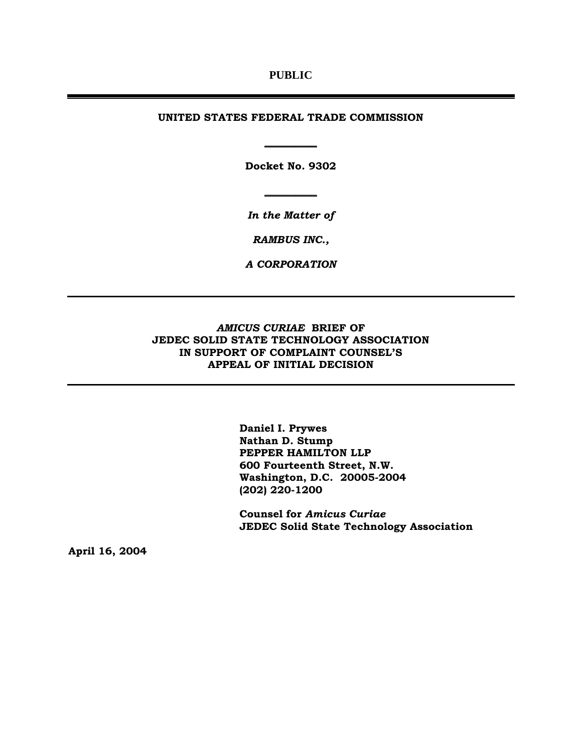**PUBLIC**

---

**UNITED STATES FEDERAL TRADE COMMISSION**

**Docket No. 9302**

*In the Matter of*

*RAMBUS INC.,*

*A CORPORATION*

---

***AMICUS CURIAE* BRIEF OF**
**JEDEC SOLID STATE TECHNOLOGY ASSOCIATION**
**IN SUPPORT OF COMPLAINT COUNSEL'S**
**APPEAL OF INITIAL DECISION**

---

**Daniel I. Prywes**
**Nathan D. Stump**
**PEPPER HAMILTON LLP**
**600 Fourteenth Street, N.W.**
**Washington, D.C. 20005-2004**
**(202) 220-1200**

**Counsel for *Amicus Curiae***
**JEDEC Solid State Technology Association**

**April 16, 2004**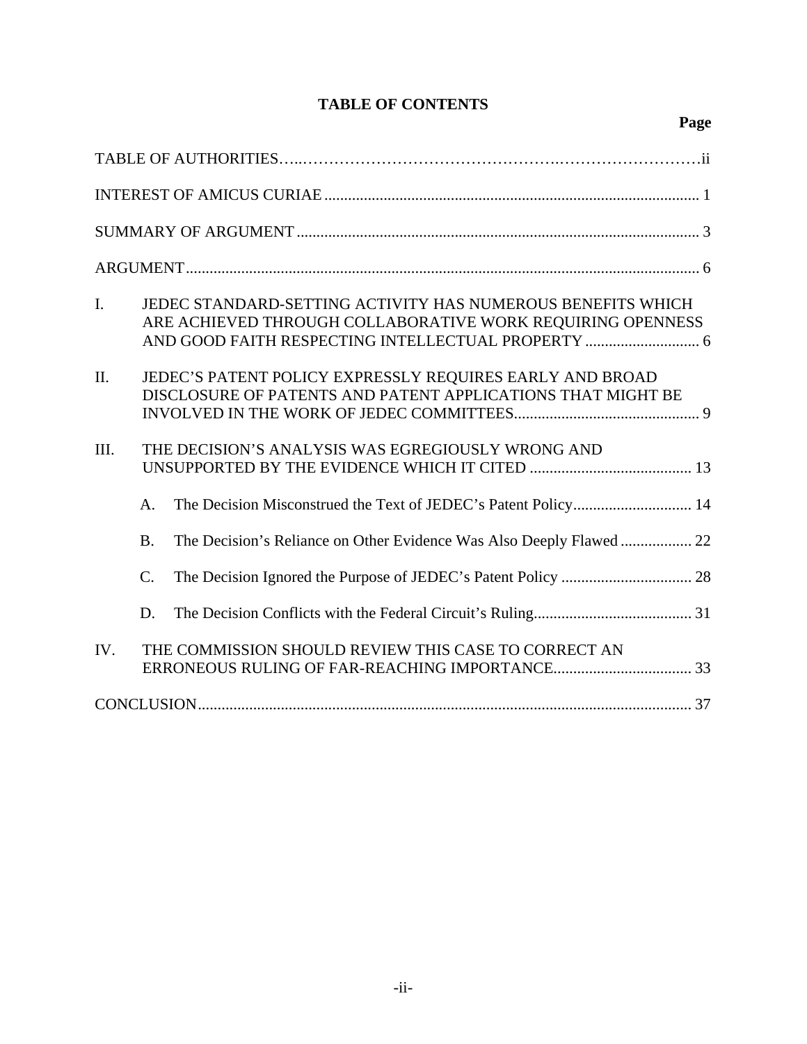# TABLE OF CONTENTS

| | Page |
|---|---|
| TABLE OF AUTHORITIES | ii |
| INTEREST OF AMICUS CURIAE | 1 |
| SUMMARY OF ARGUMENT | 3 |
| ARGUMENT | 6 |
| I. JEDEC STANDARD-SETTING ACTIVITY HAS NUMEROUS BENEFITS WHICH ARE ACHIEVED THROUGH COLLABORATIVE WORK REQUIRING OPENNESS AND GOOD FAITH RESPECTING INTELLECTUAL PROPERTY | 6 |
| II. JEDEC'S PATENT POLICY EXPRESSLY REQUIRES EARLY AND BROAD DISCLOSURE OF PATENTS AND PATENT APPLICATIONS THAT MIGHT BE INVOLVED IN THE WORK OF JEDEC COMMITTEES | 9 |
| III. THE DECISION'S ANALYSIS WAS EGREGIOUSLY WRONG AND UNSUPPORTED BY THE EVIDENCE WHICH IT CITED | 13 |
| A. The Decision Misconstrued the Text of JEDEC's Patent Policy | 14 |
| B. The Decision's Reliance on Other Evidence Was Also Deeply Flawed | 22 |
| C. The Decision Ignored the Purpose of JEDEC's Patent Policy | 28 |
| D. The Decision Conflicts with the Federal Circuit's Ruling | 31 |
| IV. THE COMMISSION SHOULD REVIEW THIS CASE TO CORRECT AN ERRONEOUS RULING OF FAR-REACHING IMPORTANCE | 33 |
| CONCLUSION | 37 |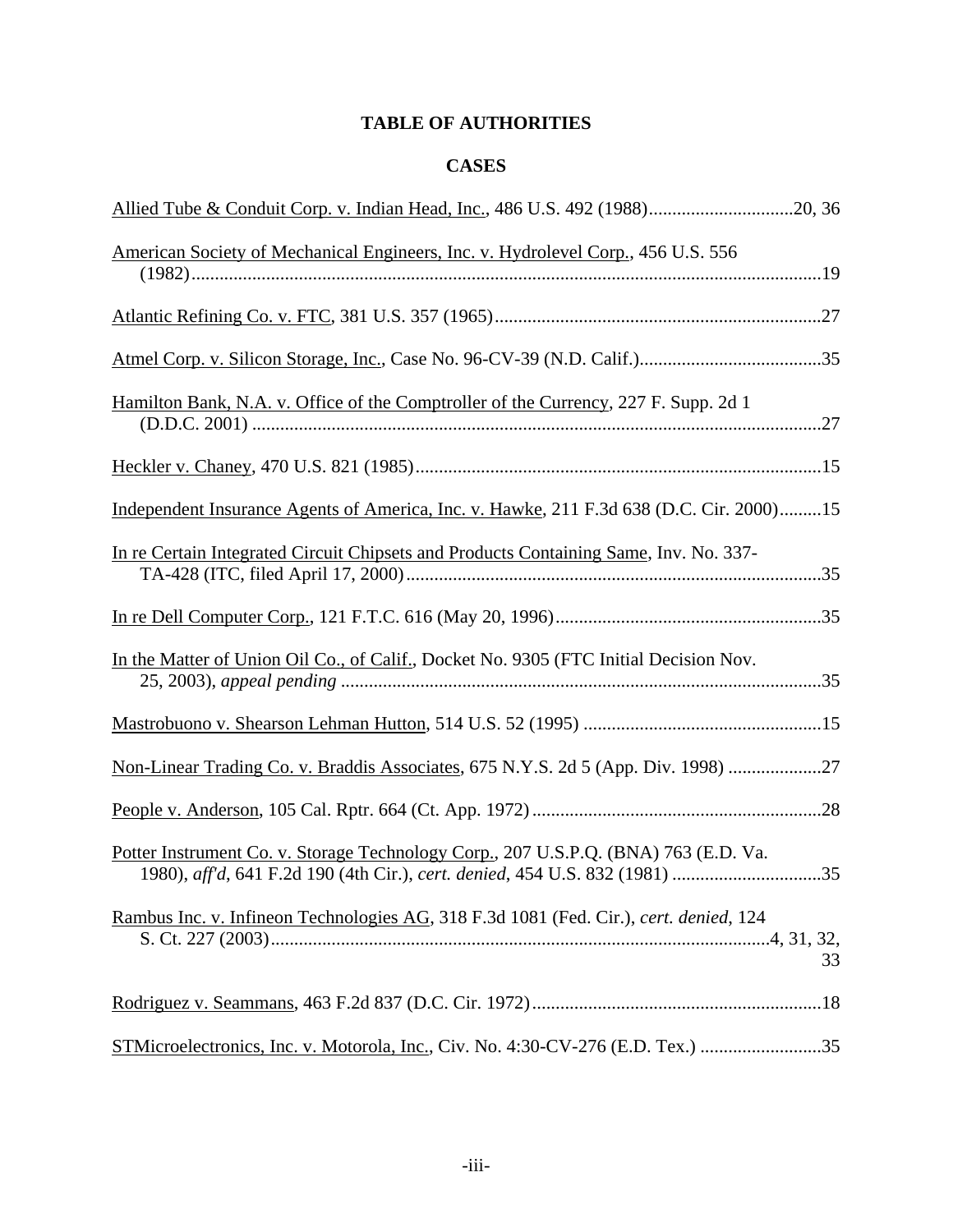# TABLE OF AUTHORITIES

## CASES

Allied Tube & Conduit Corp. v. Indian Head, Inc., 486 U.S. 492 (1988)...............................20, 36

American Society of Mechanical Engineers, Inc. v. Hydrolevel Corp., 456 U.S. 556 (1982)........................................................................................................................19

Atlantic Refining Co. v. FTC, 381 U.S. 357 (1965).....................................................................27

Atmel Corp. v. Silicon Storage, Inc., Case No. 96-CV-39 (N.D. Calif.).......................................35

Hamilton Bank, N.A. v. Office of the Comptroller of the Currency, 227 F. Supp. 2d 1 (D.D.C. 2001) ..........................................................................................................................27

Heckler v. Chaney, 470 U.S. 821 (1985).......................................................................................15

Independent Insurance Agents of America, Inc. v. Hawke, 211 F.3d 638 (D.C. Cir. 2000).........15

In re Certain Integrated Circuit Chipsets and Products Containing Same, Inv. No. 337-TA-428 (ITC, filed April 17, 2000).........................................................................................35

In re Dell Computer Corp., 121 F.T.C. 616 (May 20, 1996).........................................................35

In the Matter of Union Oil Co., of Calif., Docket No. 9305 (FTC Initial Decision Nov. 25, 2003), *appeal pending* ......................................................................................................35

Mastrobuono v. Shearson Lehman Hutton, 514 U.S. 52 (1995) ...................................................15

Non-Linear Trading Co. v. Braddis Associates, 675 N.Y.S. 2d 5 (App. Div. 1998) ....................27

People v. Anderson, 105 Cal. Rptr. 664 (Ct. App. 1972)..............................................................28

Potter Instrument Co. v. Storage Technology Corp., 207 U.S.P.Q. (BNA) 763 (E.D. Va. 1980), *aff'd*, 641 F.2d 190 (4th Cir.), *cert. denied*, 454 U.S. 832 (1981) ...............................35

Rambus Inc. v. Infineon Technologies AG, 318 F.3d 1081 (Fed. Cir.), *cert. denied*, 124 S. Ct. 227 (2003)...........................................................................................................4, 31, 32, 33

Rodriguez v. Seammans, 463 F.2d 837 (D.C. Cir. 1972)..............................................................18

STMicroelectronics, Inc. v. Motorola, Inc., Civ. No. 4:30-CV-276 (E.D. Tex.) ..........................35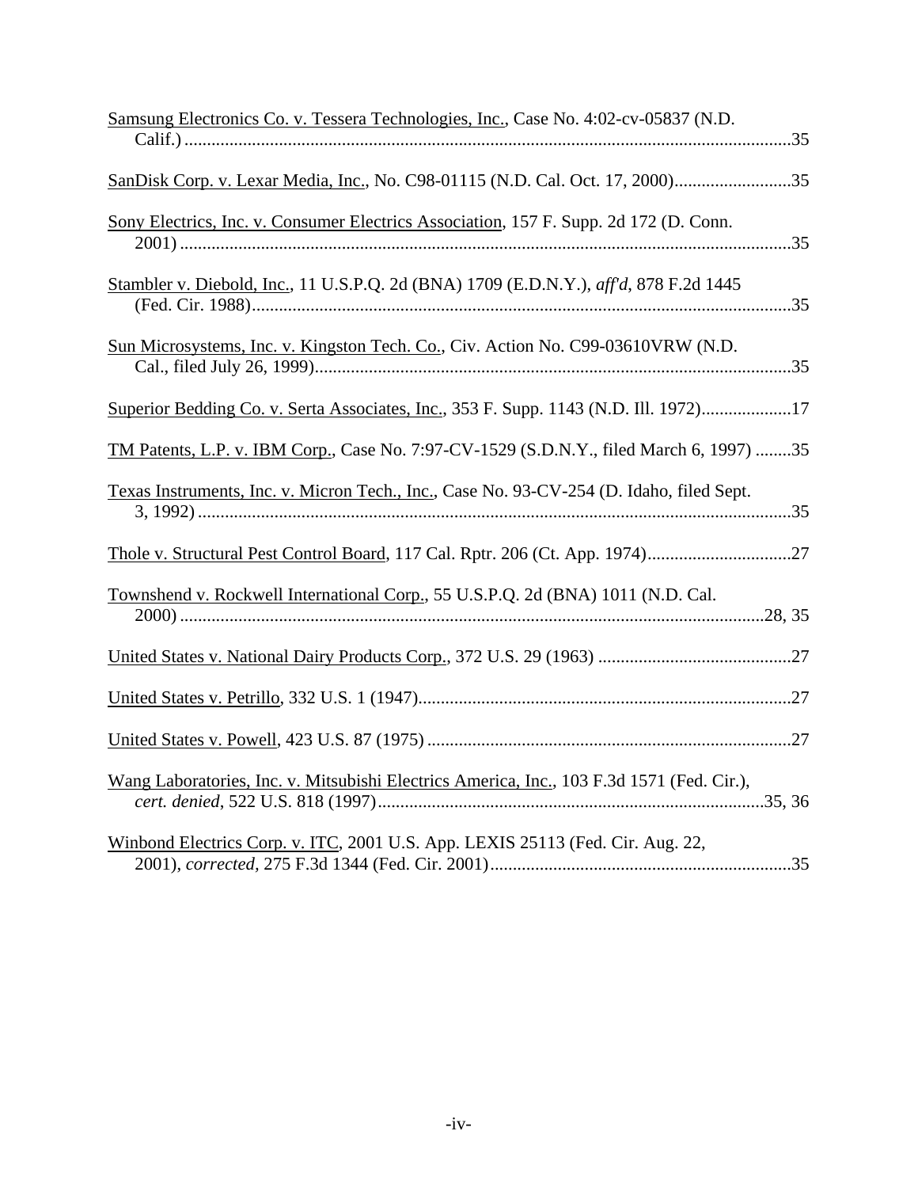<u>Samsung Electronics Co. v. Tessera Technologies, Inc.</u>, Case No. 4:02-cv-05837 (N.D. Calif.) ........................................................................................................................35

<u>SanDisk Corp. v. Lexar Media, Inc.</u>, No. C98-01115 (N.D. Cal. Oct. 17, 2000)..........................35

<u>Sony Electrics, Inc. v. Consumer Electrics Association</u>, 157 F. Supp. 2d 172 (D. Conn. 2001) ........................................................................................................................35

<u>Stambler v. Diebold, Inc.</u>, 11 U.S.P.Q. 2d (BNA) 1709 (E.D.N.Y.), *aff'd*, 878 F.2d 1445 (Fed. Cir. 1988)........................................................................................................................35

<u>Sun Microsystems, Inc. v. Kingston Tech. Co.</u>, Civ. Action No. C99-03610VRW (N.D. Cal., filed July 26, 1999).........................................................................................................35

<u>Superior Bedding Co. v. Serta Associates, Inc.</u>, 353 F. Supp. 1143 (N.D. Ill. 1972)....................17

<u>TM Patents, L.P. v. IBM Corp.</u>, Case No. 7:97-CV-1529 (S.D.N.Y., filed March 6, 1997) ........35

<u>Texas Instruments, Inc. v. Micron Tech., Inc.</u>, Case No. 93-CV-254 (D. Idaho, filed Sept. 3, 1992) ...................................................................................................................................35

<u>Thole v. Structural Pest Control Board</u>, 117 Cal. Rptr. 206 (Ct. App. 1974)................................27

<u>Townshend v. Rockwell International Corp.</u>, 55 U.S.P.Q. 2d (BNA) 1011 (N.D. Cal. 2000) .................................................................................................................................28, 35

<u>United States v. National Dairy Products Corp.</u>, 372 U.S. 29 (1963) ...........................................27

<u>United States v. Petrillo</u>, 332 U.S. 1 (1947)..................................................................................27

<u>United States v. Powell</u>, 423 U.S. 87 (1975) ................................................................................27

<u>Wang Laboratories, Inc. v. Mitsubishi Electrics America, Inc.</u>, 103 F.3d 1571 (Fed. Cir.), *cert. denied*, 522 U.S. 818 (1997).....................................................................................35, 36

<u>Winbond Electrics Corp. v. ITC</u>, 2001 U.S. App. LEXIS 25113 (Fed. Cir. Aug. 22, 2001), *corrected*, 275 F.3d 1344 (Fed. Cir. 2001)..................................................................35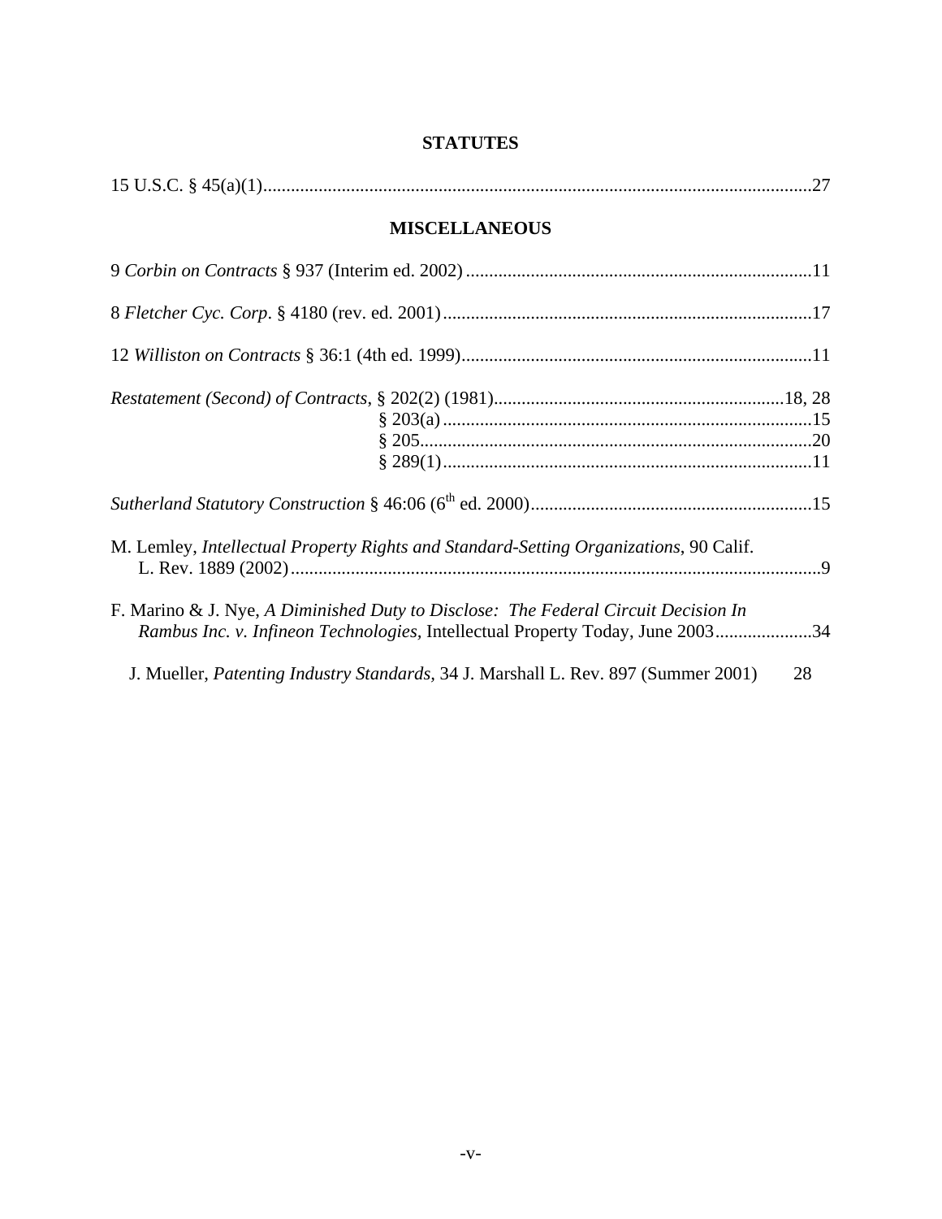## STATUTES

15 U.S.C. § 45(a)(1)......................................................................................................................27

## MISCELLANEOUS

9 *Corbin on Contracts* § 937 (Interim ed. 2002) ...........................................................................11

8 *Fletcher Cyc. Corp*. § 4180 (rev. ed. 2001)................................................................................17

12 *Williston on Contracts* § 36:1 (4th ed. 1999)............................................................................11

*Restatement (Second) of Contracts*, § 202(2) (1981)..............................................................18, 28
§ 203(a)................................................................................15
§ 205.....................................................................................20
§ 289(1)................................................................................11

*Sutherland Statutory Construction* § 46:06 ($6^{th}$ ed. 2000).............................................................15

M. Lemley, *Intellectual Property Rights and Standard-Setting Organizations*, 90 Calif. L. Rev. 1889 (2002)..................................................................................................................9

F. Marino & J. Nye, *A Diminished Duty to Disclose: The Federal Circuit Decision In Rambus Inc. v. Infineon Technologies*, Intellectual Property Today, June 2003.....................34

J. Mueller, *Patenting Industry Standards*, 34 J. Marshall L. Rev. 897 (Summer 2001) 28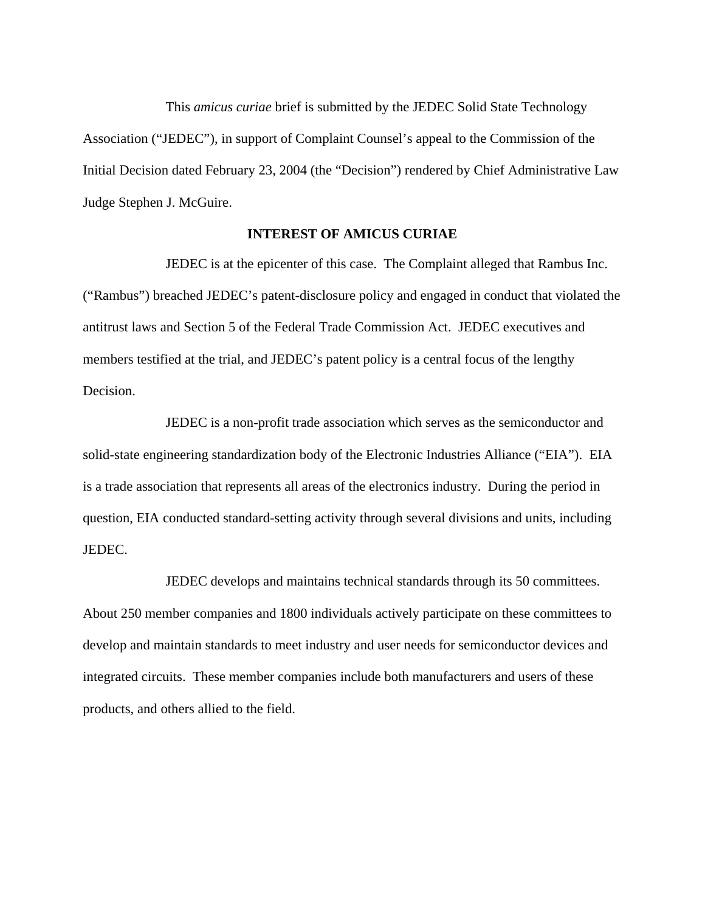This *amicus curiae* brief is submitted by the JEDEC Solid State Technology Association ("JEDEC"), in support of Complaint Counsel's appeal to the Commission of the Initial Decision dated February 23, 2004 (the "Decision") rendered by Chief Administrative Law Judge Stephen J. McGuire.

## INTEREST OF AMICUS CURIAE

JEDEC is at the epicenter of this case. The Complaint alleged that Rambus Inc. ("Rambus") breached JEDEC's patent-disclosure policy and engaged in conduct that violated the antitrust laws and Section 5 of the Federal Trade Commission Act. JEDEC executives and members testified at the trial, and JEDEC's patent policy is a central focus of the lengthy Decision.

JEDEC is a non-profit trade association which serves as the semiconductor and solid-state engineering standardization body of the Electronic Industries Alliance ("EIA"). EIA is a trade association that represents all areas of the electronics industry. During the period in question, EIA conducted standard-setting activity through several divisions and units, including JEDEC.

JEDEC develops and maintains technical standards through its 50 committees. About 250 member companies and 1800 individuals actively participate on these committees to develop and maintain standards to meet industry and user needs for semiconductor devices and integrated circuits. These member companies include both manufacturers and users of these products, and others allied to the field.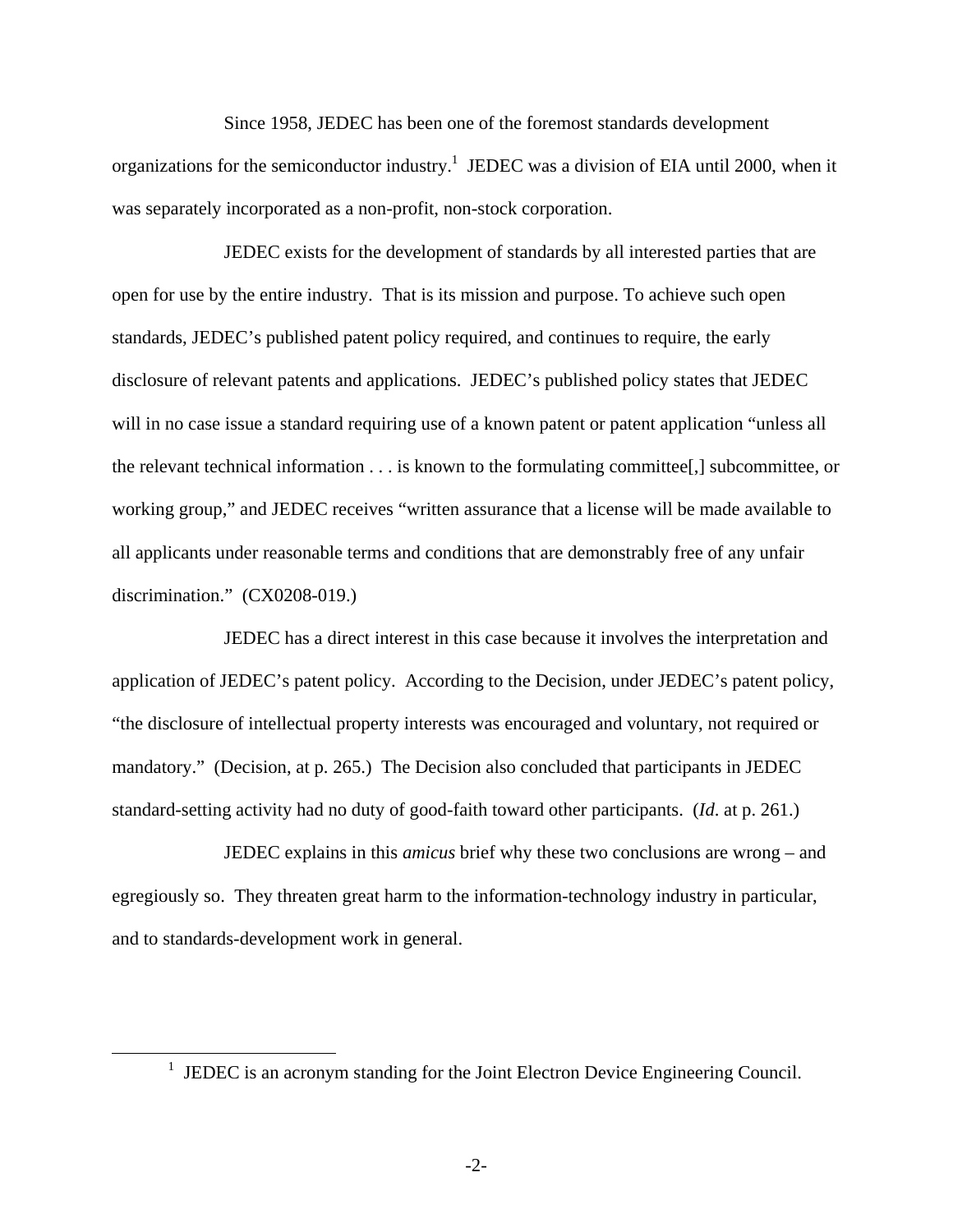Since 1958, JEDEC has been one of the foremost standards development organizations for the semiconductor industry.[1] JEDEC was a division of EIA until 2000, when it was separately incorporated as a non-profit, non-stock corporation.

JEDEC exists for the development of standards by all interested parties that are open for use by the entire industry. That is its mission and purpose. To achieve such open standards, JEDEC's published patent policy required, and continues to require, the early disclosure of relevant patents and applications. JEDEC's published policy states that JEDEC will in no case issue a standard requiring use of a known patent or patent application "unless all the relevant technical information . . . is known to the formulating committee[,] subcommittee, or working group," and JEDEC receives "written assurance that a license will be made available to all applicants under reasonable terms and conditions that are demonstrably free of any unfair discrimination." (CX0208-019.)

JEDEC has a direct interest in this case because it involves the interpretation and application of JEDEC's patent policy. According to the Decision, under JEDEC's patent policy, "the disclosure of intellectual property interests was encouraged and voluntary, not required or mandatory." (Decision, at p. 265.) The Decision also concluded that participants in JEDEC standard-setting activity had no duty of good-faith toward other participants. (*Id*. at p. 261.)

JEDEC explains in this *amicus* brief why these two conclusions are wrong – and egregiously so. They threaten great harm to the information-technology industry in particular, and to standards-development work in general.

---

[1] JEDEC is an acronym standing for the Joint Electron Device Engineering Council.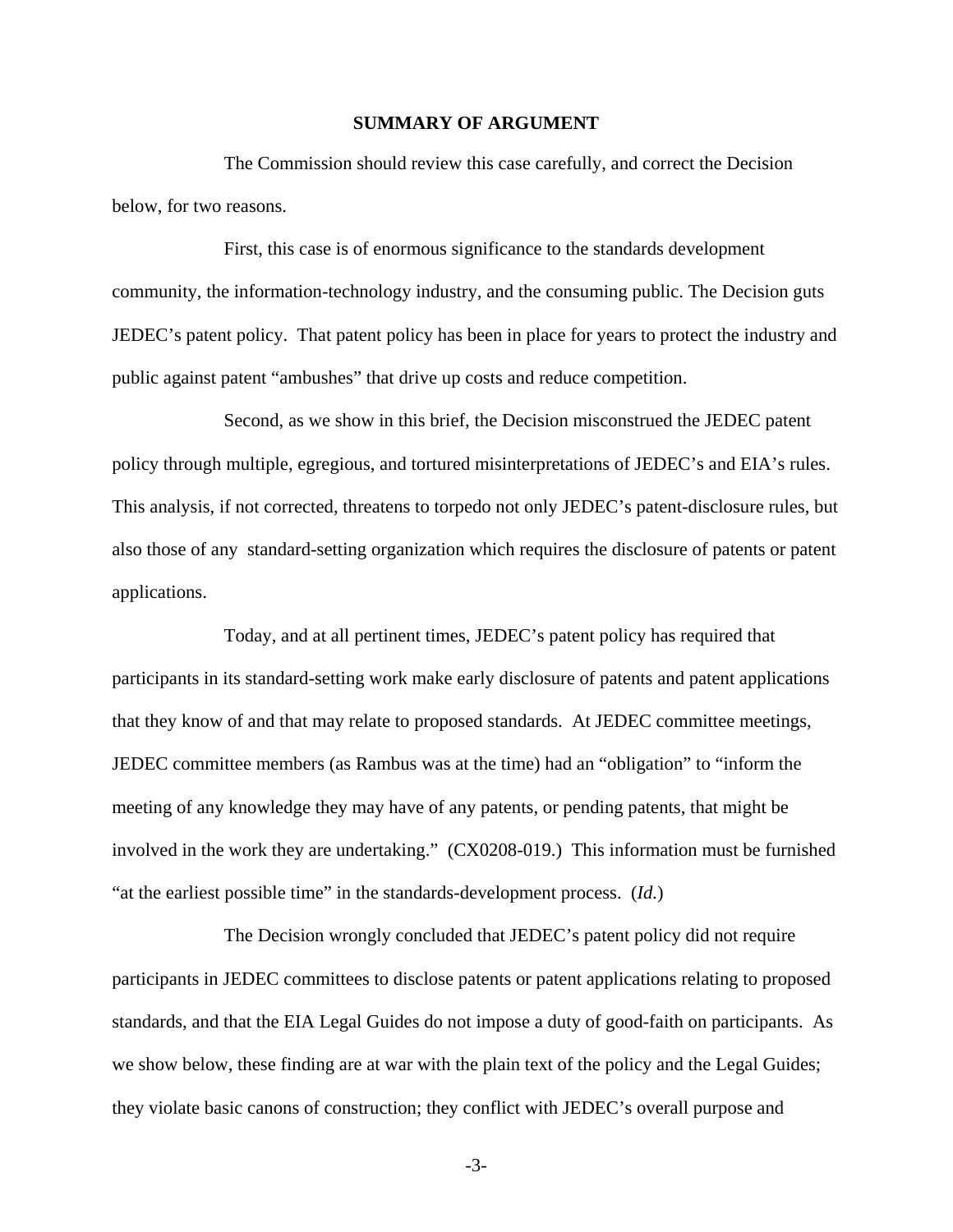## SUMMARY OF ARGUMENT

The Commission should review this case carefully, and correct the Decision below, for two reasons.

First, this case is of enormous significance to the standards development community, the information-technology industry, and the consuming public. The Decision guts JEDEC's patent policy. That patent policy has been in place for years to protect the industry and public against patent "ambushes" that drive up costs and reduce competition.

Second, as we show in this brief, the Decision misconstrued the JEDEC patent policy through multiple, egregious, and tortured misinterpretations of JEDEC's and EIA's rules. This analysis, if not corrected, threatens to torpedo not only JEDEC's patent-disclosure rules, but also those of any standard-setting organization which requires the disclosure of patents or patent applications.

Today, and at all pertinent times, JEDEC's patent policy has required that participants in its standard-setting work make early disclosure of patents and patent applications that they know of and that may relate to proposed standards. At JEDEC committee meetings, JEDEC committee members (as Rambus was at the time) had an "obligation" to "inform the meeting of any knowledge they may have of any patents, or pending patents, that might be involved in the work they are undertaking." (CX0208-019.) This information must be furnished "at the earliest possible time" in the standards-development process. (*Id.*)

The Decision wrongly concluded that JEDEC's patent policy did not require participants in JEDEC committees to disclose patents or patent applications relating to proposed standards, and that the EIA Legal Guides do not impose a duty of good-faith on participants. As we show below, these finding are at war with the plain text of the policy and the Legal Guides; they violate basic canons of construction; they conflict with JEDEC's overall purpose and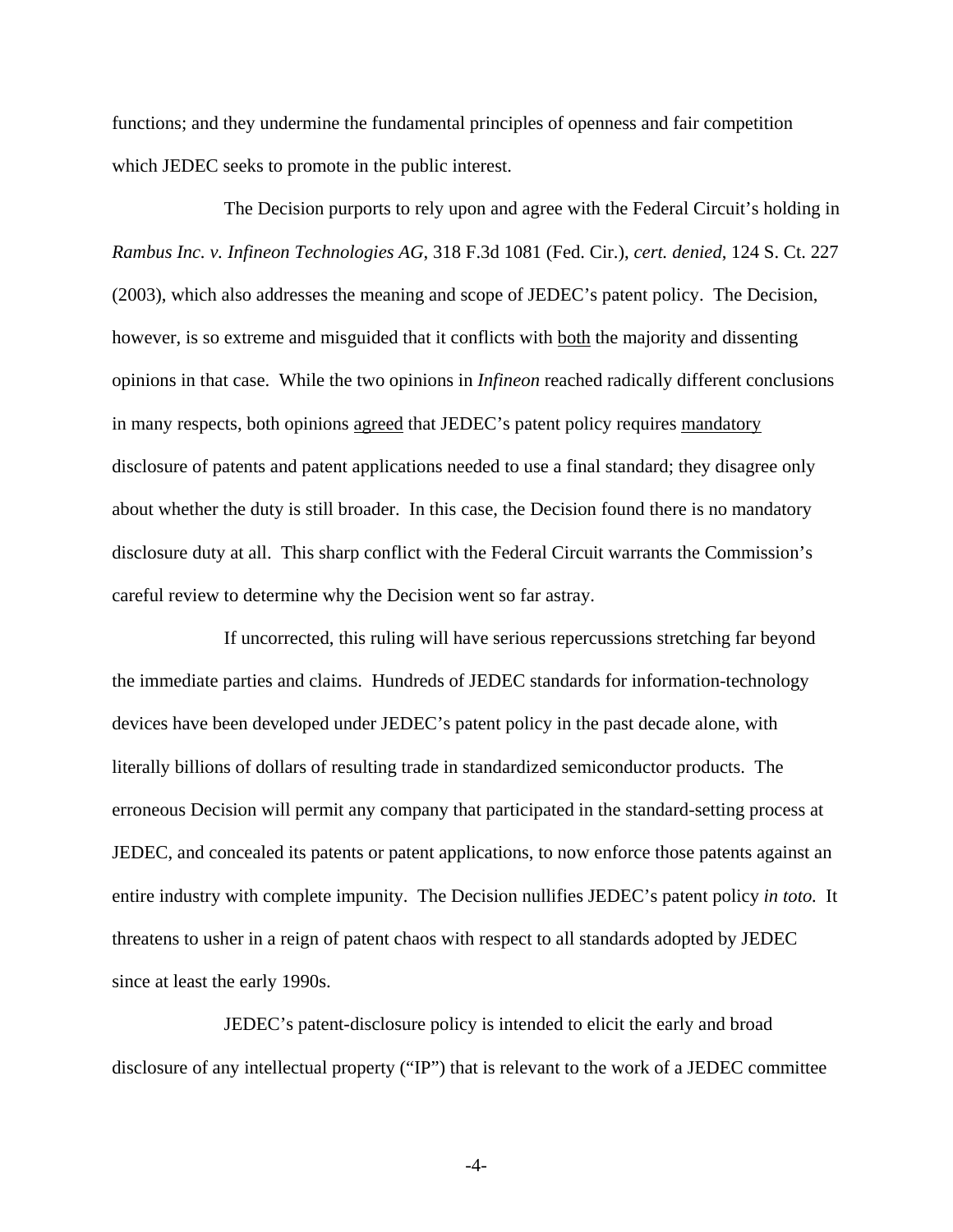functions; and they undermine the fundamental principles of openness and fair competition which JEDEC seeks to promote in the public interest.

The Decision purports to rely upon and agree with the Federal Circuit's holding in *Rambus Inc. v. Infineon Technologies AG*, 318 F.3d 1081 (Fed. Cir.), *cert. denied*, 124 S. Ct. 227 (2003), which also addresses the meaning and scope of JEDEC's patent policy. The Decision, however, is so extreme and misguided that it conflicts with both the majority and dissenting opinions in that case. While the two opinions in *Infineon* reached radically different conclusions in many respects, both opinions agreed that JEDEC's patent policy requires mandatory disclosure of patents and patent applications needed to use a final standard; they disagree only about whether the duty is still broader. In this case, the Decision found there is no mandatory disclosure duty at all. This sharp conflict with the Federal Circuit warrants the Commission's careful review to determine why the Decision went so far astray.

If uncorrected, this ruling will have serious repercussions stretching far beyond the immediate parties and claims. Hundreds of JEDEC standards for information-technology devices have been developed under JEDEC's patent policy in the past decade alone, with literally billions of dollars of resulting trade in standardized semiconductor products. The erroneous Decision will permit any company that participated in the standard-setting process at JEDEC, and concealed its patents or patent applications, to now enforce those patents against an entire industry with complete impunity. The Decision nullifies JEDEC's patent policy *in toto.* It threatens to usher in a reign of patent chaos with respect to all standards adopted by JEDEC since at least the early 1990s.

JEDEC's patent-disclosure policy is intended to elicit the early and broad disclosure of any intellectual property ("IP") that is relevant to the work of a JEDEC committee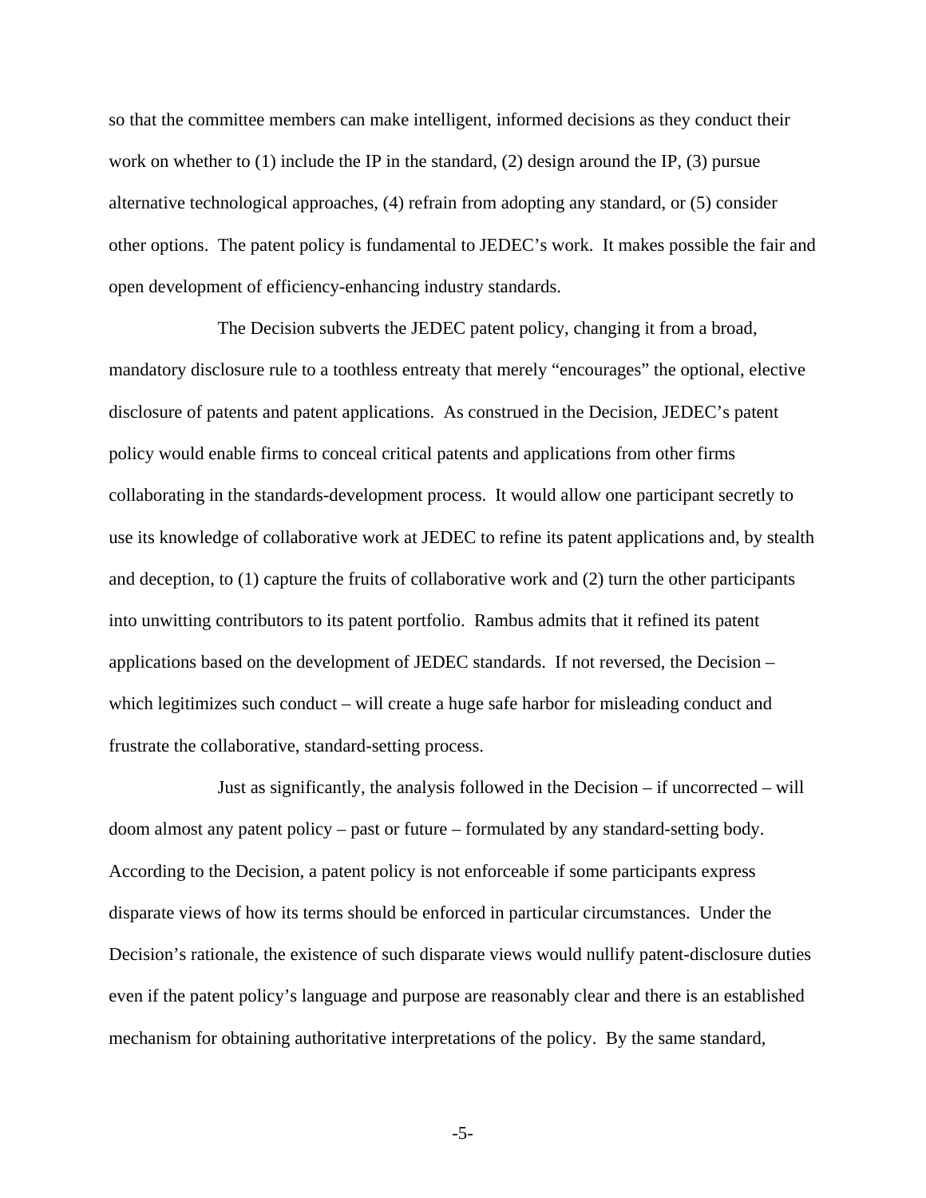so that the committee members can make intelligent, informed decisions as they conduct their work on whether to (1) include the IP in the standard, (2) design around the IP, (3) pursue alternative technological approaches, (4) refrain from adopting any standard, or (5) consider other options. The patent policy is fundamental to JEDEC's work. It makes possible the fair and open development of efficiency-enhancing industry standards.

The Decision subverts the JEDEC patent policy, changing it from a broad, mandatory disclosure rule to a toothless entreaty that merely "encourages" the optional, elective disclosure of patents and patent applications. As construed in the Decision, JEDEC's patent policy would enable firms to conceal critical patents and applications from other firms collaborating in the standards-development process. It would allow one participant secretly to use its knowledge of collaborative work at JEDEC to refine its patent applications and, by stealth and deception, to (1) capture the fruits of collaborative work and (2) turn the other participants into unwitting contributors to its patent portfolio. Rambus admits that it refined its patent applications based on the development of JEDEC standards. If not reversed, the Decision – which legitimizes such conduct – will create a huge safe harbor for misleading conduct and frustrate the collaborative, standard-setting process.

Just as significantly, the analysis followed in the Decision – if uncorrected – will doom almost any patent policy – past or future – formulated by any standard-setting body. According to the Decision, a patent policy is not enforceable if some participants express disparate views of how its terms should be enforced in particular circumstances. Under the Decision's rationale, the existence of such disparate views would nullify patent-disclosure duties even if the patent policy's language and purpose are reasonably clear and there is an established mechanism for obtaining authoritative interpretations of the policy. By the same standard,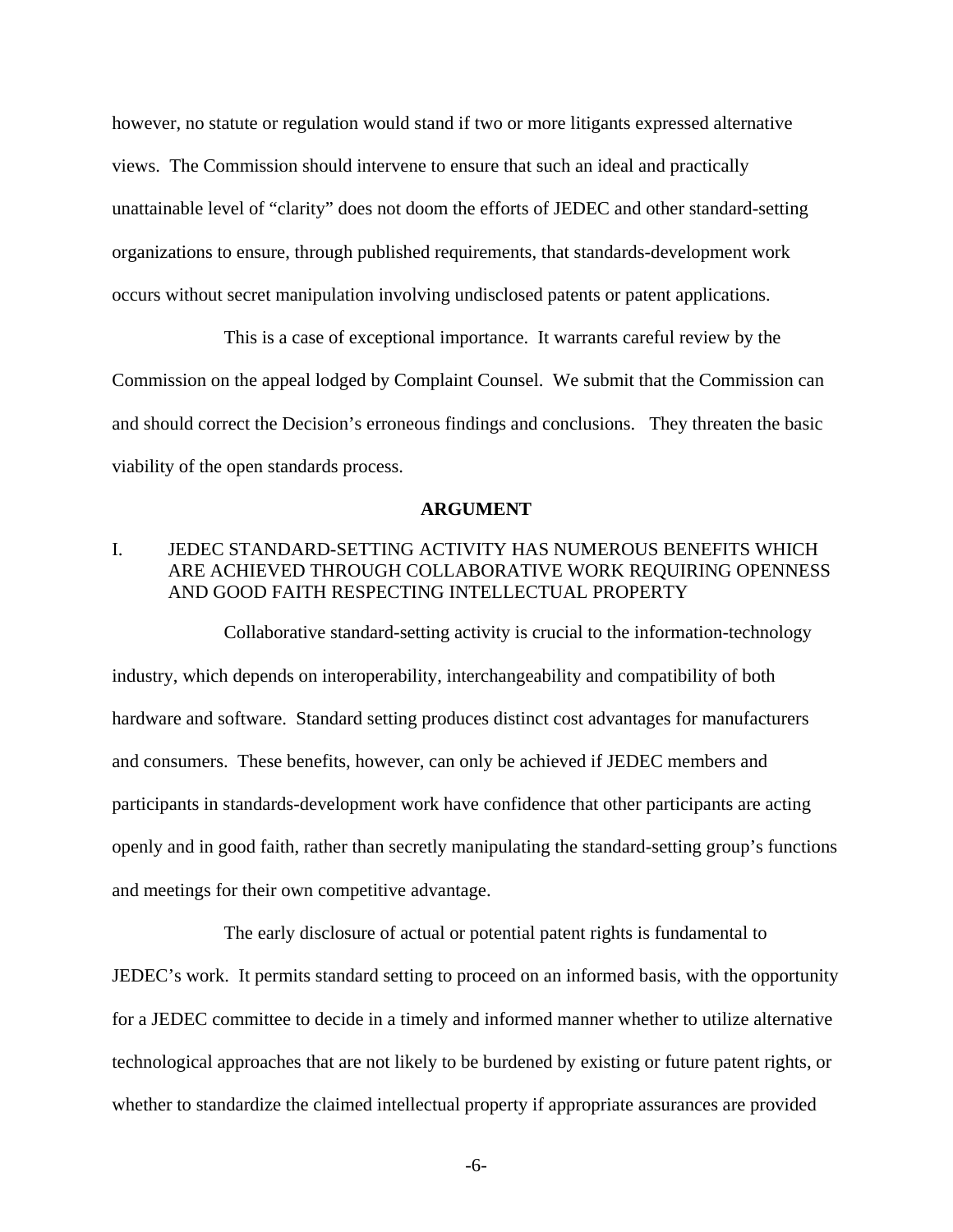however, no statute or regulation would stand if two or more litigants expressed alternative views. The Commission should intervene to ensure that such an ideal and practically unattainable level of "clarity" does not doom the efforts of JEDEC and other standard-setting organizations to ensure, through published requirements, that standards-development work occurs without secret manipulation involving undisclosed patents or patent applications.

This is a case of exceptional importance. It warrants careful review by the Commission on the appeal lodged by Complaint Counsel. We submit that the Commission can and should correct the Decision's erroneous findings and conclusions. They threaten the basic viability of the open standards process.

## ARGUMENT

### I. JEDEC STANDARD-SETTING ACTIVITY HAS NUMEROUS BENEFITS WHICH ARE ACHIEVED THROUGH COLLABORATIVE WORK REQUIRING OPENNESS AND GOOD FAITH RESPECTING INTELLECTUAL PROPERTY

Collaborative standard-setting activity is crucial to the information-technology industry, which depends on interoperability, interchangeability and compatibility of both hardware and software. Standard setting produces distinct cost advantages for manufacturers and consumers. These benefits, however, can only be achieved if JEDEC members and participants in standards-development work have confidence that other participants are acting openly and in good faith, rather than secretly manipulating the standard-setting group's functions and meetings for their own competitive advantage.

The early disclosure of actual or potential patent rights is fundamental to JEDEC's work. It permits standard setting to proceed on an informed basis, with the opportunity for a JEDEC committee to decide in a timely and informed manner whether to utilize alternative technological approaches that are not likely to be burdened by existing or future patent rights, or whether to standardize the claimed intellectual property if appropriate assurances are provided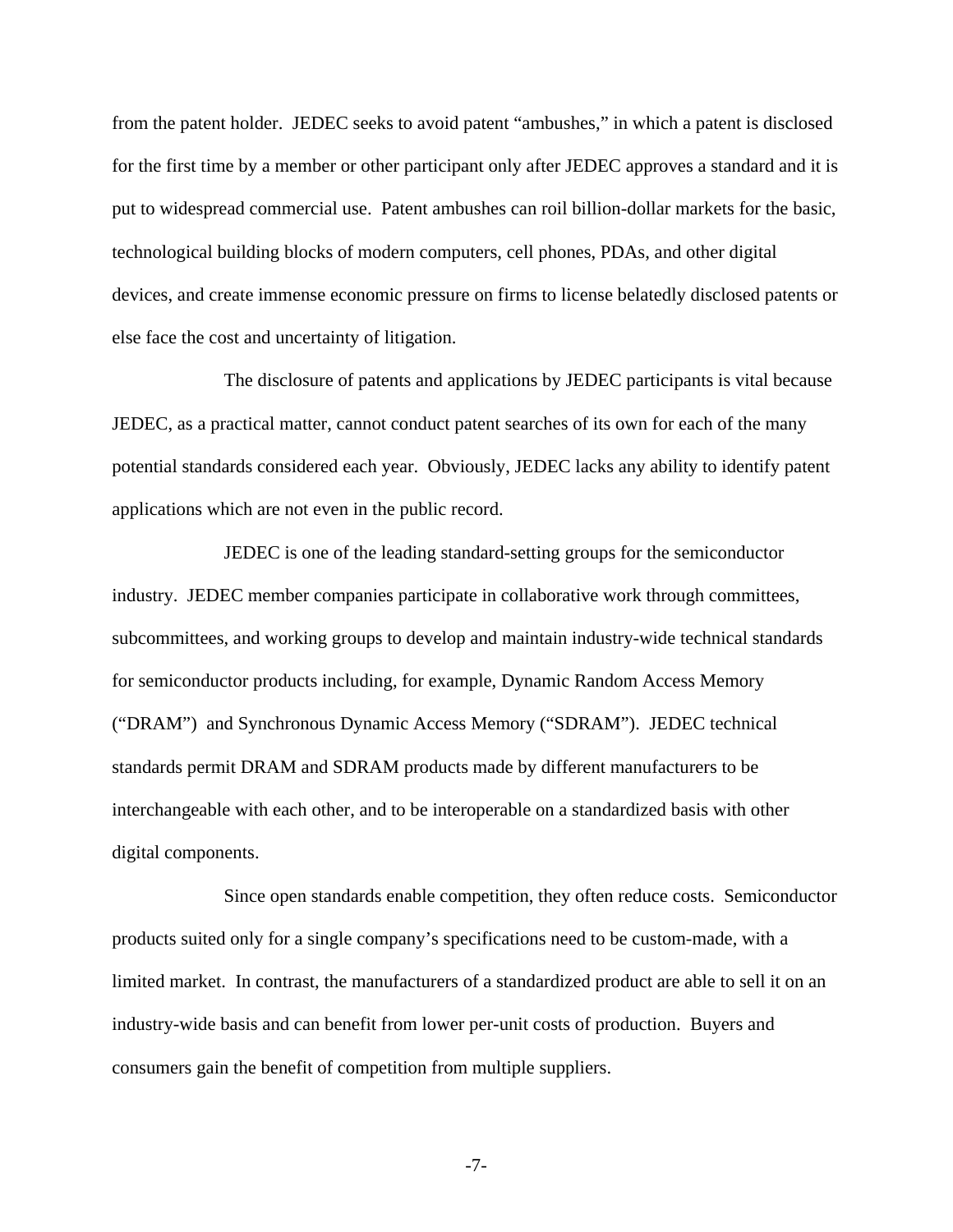from the patent holder. JEDEC seeks to avoid patent "ambushes," in which a patent is disclosed for the first time by a member or other participant only after JEDEC approves a standard and it is put to widespread commercial use. Patent ambushes can roil billion-dollar markets for the basic, technological building blocks of modern computers, cell phones, PDAs, and other digital devices, and create immense economic pressure on firms to license belatedly disclosed patents or else face the cost and uncertainty of litigation.

The disclosure of patents and applications by JEDEC participants is vital because JEDEC, as a practical matter, cannot conduct patent searches of its own for each of the many potential standards considered each year. Obviously, JEDEC lacks any ability to identify patent applications which are not even in the public record.

JEDEC is one of the leading standard-setting groups for the semiconductor industry. JEDEC member companies participate in collaborative work through committees, subcommittees, and working groups to develop and maintain industry-wide technical standards for semiconductor products including, for example, Dynamic Random Access Memory ("DRAM") and Synchronous Dynamic Access Memory ("SDRAM"). JEDEC technical standards permit DRAM and SDRAM products made by different manufacturers to be interchangeable with each other, and to be interoperable on a standardized basis with other digital components.

Since open standards enable competition, they often reduce costs. Semiconductor products suited only for a single company's specifications need to be custom-made, with a limited market. In contrast, the manufacturers of a standardized product are able to sell it on an industry-wide basis and can benefit from lower per-unit costs of production. Buyers and consumers gain the benefit of competition from multiple suppliers.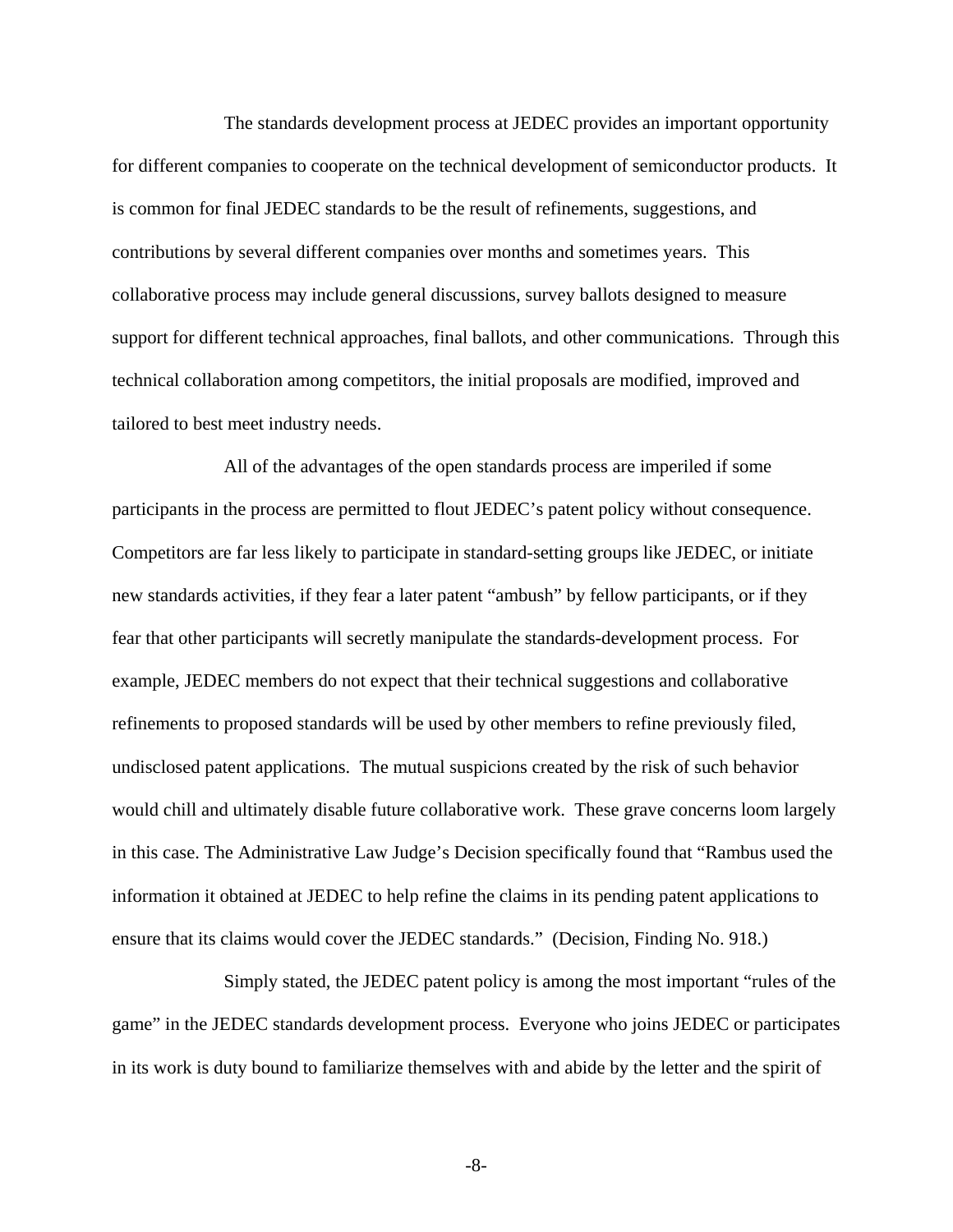The standards development process at JEDEC provides an important opportunity for different companies to cooperate on the technical development of semiconductor products. It is common for final JEDEC standards to be the result of refinements, suggestions, and contributions by several different companies over months and sometimes years. This collaborative process may include general discussions, survey ballots designed to measure support for different technical approaches, final ballots, and other communications. Through this technical collaboration among competitors, the initial proposals are modified, improved and tailored to best meet industry needs.

All of the advantages of the open standards process are imperiled if some participants in the process are permitted to flout JEDEC's patent policy without consequence. Competitors are far less likely to participate in standard-setting groups like JEDEC, or initiate new standards activities, if they fear a later patent "ambush" by fellow participants, or if they fear that other participants will secretly manipulate the standards-development process. For example, JEDEC members do not expect that their technical suggestions and collaborative refinements to proposed standards will be used by other members to refine previously filed, undisclosed patent applications. The mutual suspicions created by the risk of such behavior would chill and ultimately disable future collaborative work. These grave concerns loom largely in this case. The Administrative Law Judge's Decision specifically found that "Rambus used the information it obtained at JEDEC to help refine the claims in its pending patent applications to ensure that its claims would cover the JEDEC standards." (Decision, Finding No. 918.)

Simply stated, the JEDEC patent policy is among the most important "rules of the game" in the JEDEC standards development process. Everyone who joins JEDEC or participates in its work is duty bound to familiarize themselves with and abide by the letter and the spirit of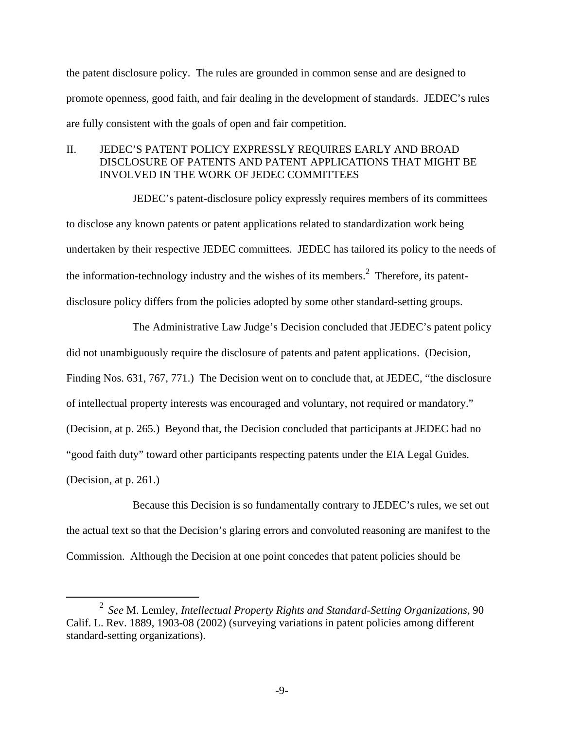the patent disclosure policy. The rules are grounded in common sense and are designed to promote openness, good faith, and fair dealing in the development of standards. JEDEC's rules are fully consistent with the goals of open and fair competition.

## II. JEDEC'S PATENT POLICY EXPRESSLY REQUIRES EARLY AND BROAD DISCLOSURE OF PATENTS AND PATENT APPLICATIONS THAT MIGHT BE INVOLVED IN THE WORK OF JEDEC COMMITTEES

JEDEC's patent-disclosure policy expressly requires members of its committees to disclose any known patents or patent applications related to standardization work being undertaken by their respective JEDEC committees. JEDEC has tailored its policy to the needs of the information-technology industry and the wishes of its members.[2] Therefore, its patent-disclosure policy differs from the policies adopted by some other standard-setting groups.

The Administrative Law Judge's Decision concluded that JEDEC's patent policy did not unambiguously require the disclosure of patents and patent applications. (Decision, Finding Nos. 631, 767, 771.) The Decision went on to conclude that, at JEDEC, "the disclosure of intellectual property interests was encouraged and voluntary, not required or mandatory." (Decision, at p. 265.) Beyond that, the Decision concluded that participants at JEDEC had no "good faith duty" toward other participants respecting patents under the EIA Legal Guides. (Decision, at p. 261.)

Because this Decision is so fundamentally contrary to JEDEC's rules, we set out the actual text so that the Decision's glaring errors and convoluted reasoning are manifest to the Commission. Although the Decision at one point concedes that patent policies should be

---

[2] *See* M. Lemley, *Intellectual Property Rights and Standard-Setting Organizations*, 90 Calif. L. Rev. 1889, 1903-08 (2002) (surveying variations in patent policies among different standard-setting organizations).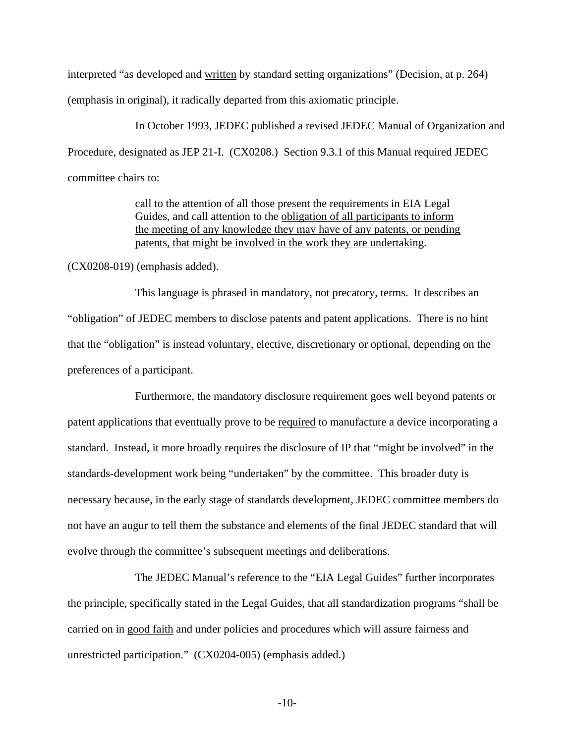interpreted "as developed and <u>written</u> by standard setting organizations" (Decision, at p. 264) (emphasis in original), it radically departed from this axiomatic principle.

In October 1993, JEDEC published a revised JEDEC Manual of Organization and Procedure, designated as JEP 21-I. (CX0208.) Section 9.3.1 of this Manual required JEDEC committee chairs to:

> call to the attention of all those present the requirements in EIA Legal Guides, and call attention to the <u>obligation of all participants to inform the meeting of any knowledge they may have of any patents, or pending patents, that might be involved in the work they are undertaking</u>.

(CX0208-019) (emphasis added).

This language is phrased in mandatory, not precatory, terms. It describes an "obligation" of JEDEC members to disclose patents and patent applications. There is no hint that the "obligation" is instead voluntary, elective, discretionary or optional, depending on the preferences of a participant.

Furthermore, the mandatory disclosure requirement goes well beyond patents or patent applications that eventually prove to be <u>required</u> to manufacture a device incorporating a standard. Instead, it more broadly requires the disclosure of IP that "might be involved" in the standards-development work being "undertaken" by the committee. This broader duty is necessary because, in the early stage of standards development, JEDEC committee members do not have an augur to tell them the substance and elements of the final JEDEC standard that will evolve through the committee's subsequent meetings and deliberations.

The JEDEC Manual's reference to the "EIA Legal Guides" further incorporates the principle, specifically stated in the Legal Guides, that all standardization programs "shall be carried on in <u>good faith</u> and under policies and procedures which will assure fairness and unrestricted participation." (CX0204-005) (emphasis added.)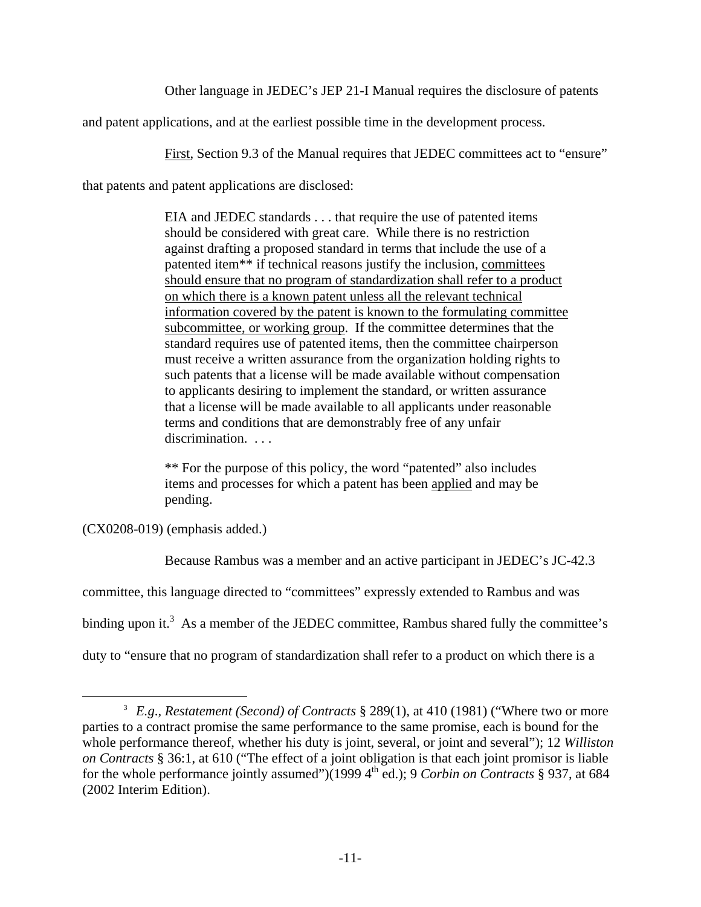Other language in JEDEC's JEP 21-I Manual requires the disclosure of patents and patent applications, and at the earliest possible time in the development process.

<u>First</u>, Section 9.3 of the Manual requires that JEDEC committees act to "ensure" that patents and patent applications are disclosed:

> EIA and JEDEC standards . . . that require the use of patented items should be considered with great care. While there is no restriction against drafting a proposed standard in terms that include the use of a patented item** if technical reasons justify the inclusion, <u>committees should ensure that no program of standardization shall refer to a product on which there is a known patent unless all the relevant technical information covered by the patent is known to the formulating committee subcommittee, or working group</u>. If the committee determines that the standard requires use of patented items, then the committee chairperson must receive a written assurance from the organization holding rights to such patents that a license will be made available without compensation to applicants desiring to implement the standard, or written assurance that a license will be made available to all applicants under reasonable terms and conditions that are demonstrably free of any unfair discrimination. . . .
>
> ** For the purpose of this policy, the word "patented" also includes items and processes for which a patent has been <u>applied</u> and may be pending.

(CX0208-019) (emphasis added.)

Because Rambus was a member and an active participant in JEDEC's JC-42.3 committee, this language directed to "committees" expressly extended to Rambus and was binding upon it.[3] As a member of the JEDEC committee, Rambus shared fully the committee's duty to "ensure that no program of standardization shall refer to a product on which there is a

---

[3] *E.g.*, *Restatement (Second) of Contracts* § 289(1), at 410 (1981) ("Where two or more parties to a contract promise the same performance to the same promise, each is bound for the whole performance thereof, whether his duty is joint, several, or joint and several"); 12 *Williston on Contracts* § 36:1, at 610 ("The effect of a joint obligation is that each joint promisor is liable for the whole performance jointly assumed")(1999 4th ed.); 9 *Corbin on Contracts* § 937, at 684 (2002 Interim Edition).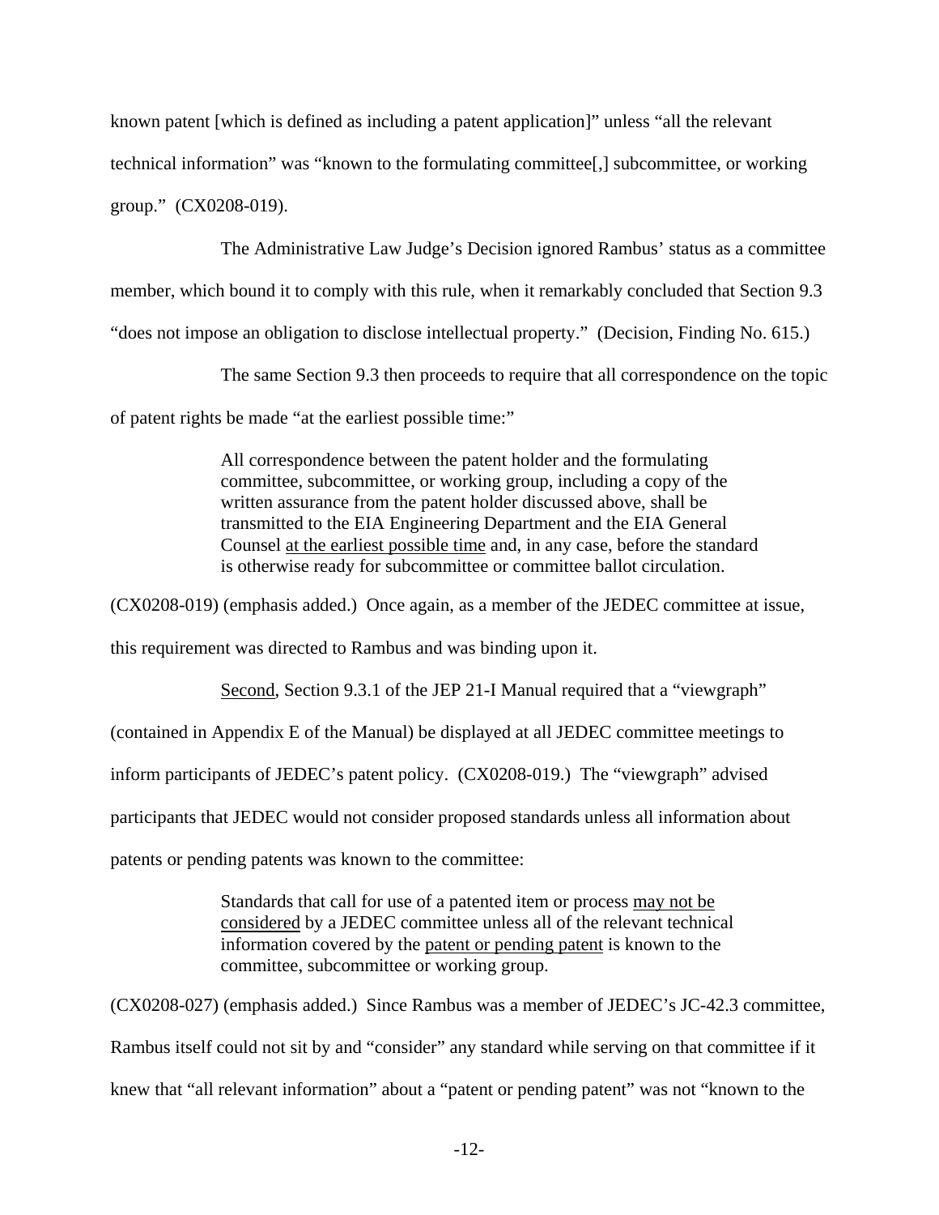known patent [which is defined as including a patent application]" unless "all the relevant technical information" was "known to the formulating committee[,] subcommittee, or working group." (CX0208-019).

The Administrative Law Judge's Decision ignored Rambus' status as a committee member, which bound it to comply with this rule, when it remarkably concluded that Section 9.3 "does not impose an obligation to disclose intellectual property." (Decision, Finding No. 615.)

The same Section 9.3 then proceeds to require that all correspondence on the topic of patent rights be made "at the earliest possible time:"

> All correspondence between the patent holder and the formulating committee, subcommittee, or working group, including a copy of the written assurance from the patent holder discussed above, shall be transmitted to the EIA Engineering Department and the EIA General Counsel <u>at the earliest possible time</u> and, in any case, before the standard is otherwise ready for subcommittee or committee ballot circulation.

(CX0208-019) (emphasis added.) Once again, as a member of the JEDEC committee at issue, this requirement was directed to Rambus and was binding upon it.

<u>Second</u>, Section 9.3.1 of the JEP 21-I Manual required that a "viewgraph" (contained in Appendix E of the Manual) be displayed at all JEDEC committee meetings to inform participants of JEDEC's patent policy. (CX0208-019.) The "viewgraph" advised participants that JEDEC would not consider proposed standards unless all information about patents or pending patents was known to the committee:

> Standards that call for use of a patented item or process <u>may not be considered</u> by a JEDEC committee unless all of the relevant technical information covered by the <u>patent or pending patent</u> is known to the committee, subcommittee or working group.

(CX0208-027) (emphasis added.) Since Rambus was a member of JEDEC's JC-42.3 committee, Rambus itself could not sit by and "consider" any standard while serving on that committee if it knew that "all relevant information" about a "patent or pending patent" was not "known to the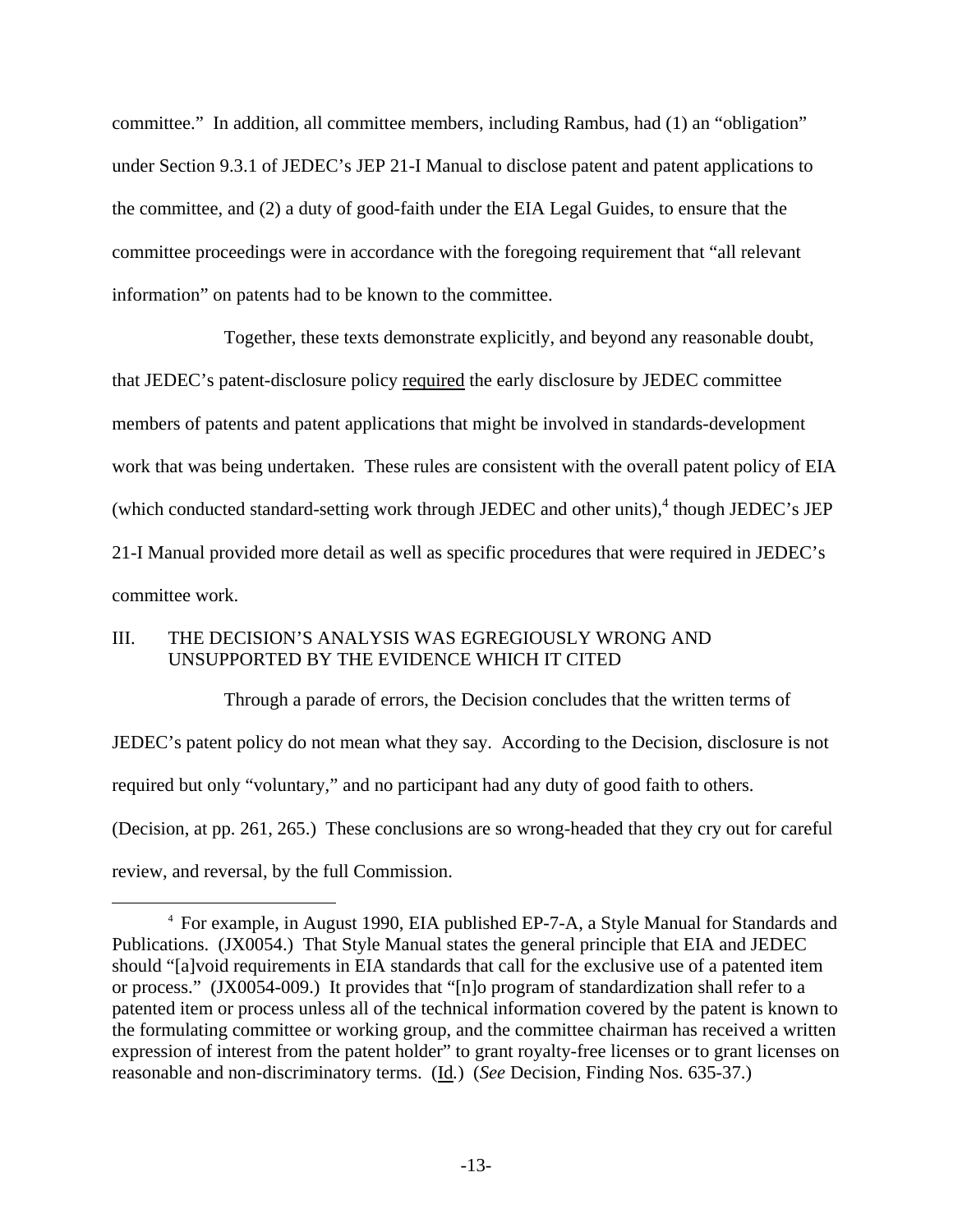committee." In addition, all committee members, including Rambus, had (1) an "obligation" under Section 9.3.1 of JEDEC's JEP 21-I Manual to disclose patent and patent applications to the committee, and (2) a duty of good-faith under the EIA Legal Guides, to ensure that the committee proceedings were in accordance with the foregoing requirement that "all relevant information" on patents had to be known to the committee.

Together, these texts demonstrate explicitly, and beyond any reasonable doubt, that JEDEC's patent-disclosure policy required the early disclosure by JEDEC committee members of patents and patent applications that might be involved in standards-development work that was being undertaken. These rules are consistent with the overall patent policy of EIA (which conducted standard-setting work through JEDEC and other units),[4] though JEDEC's JEP 21-I Manual provided more detail as well as specific procedures that were required in JEDEC's committee work.

## III. THE DECISION'S ANALYSIS WAS EGREGIOUSLY WRONG AND UNSUPPORTED BY THE EVIDENCE WHICH IT CITED

Through a parade of errors, the Decision concludes that the written terms of JEDEC's patent policy do not mean what they say. According to the Decision, disclosure is not required but only "voluntary," and no participant had any duty of good faith to others. (Decision, at pp. 261, 265.) These conclusions are so wrong-headed that they cry out for careful review, and reversal, by the full Commission.

[4] For example, in August 1990, EIA published EP-7-A, a Style Manual for Standards and Publications. (JX0054.) That Style Manual states the general principle that EIA and JEDEC should "[a]void requirements in EIA standards that call for the exclusive use of a patented item or process." (JX0054-009.) It provides that "[n]o program of standardization shall refer to a patented item or process unless all of the technical information covered by the patent is known to the formulating committee or working group, and the committee chairman has received a written expression of interest from the patent holder" to grant royalty-free licenses or to grant licenses on reasonable and non-discriminatory terms. (Id.) (*See* Decision, Finding Nos. 635-37.)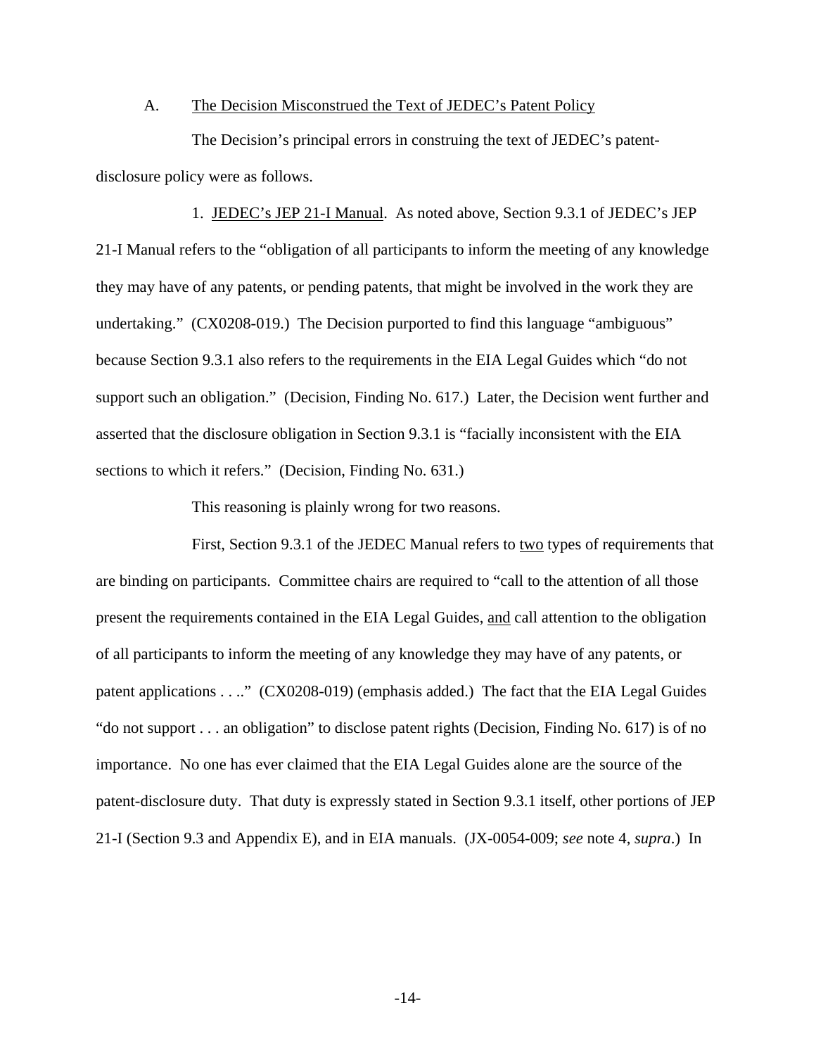A. <u>The Decision Misconstrued the Text of JEDEC's Patent Policy</u>

The Decision's principal errors in construing the text of JEDEC's patent-disclosure policy were as follows.

1. <u>JEDEC's JEP 21-I Manual</u>. As noted above, Section 9.3.1 of JEDEC's JEP 21-I Manual refers to the "obligation of all participants to inform the meeting of any knowledge they may have of any patents, or pending patents, that might be involved in the work they are undertaking." (CX0208-019.) The Decision purported to find this language "ambiguous" because Section 9.3.1 also refers to the requirements in the EIA Legal Guides which "do not support such an obligation." (Decision, Finding No. 617.) Later, the Decision went further and asserted that the disclosure obligation in Section 9.3.1 is "facially inconsistent with the EIA sections to which it refers." (Decision, Finding No. 631.)

This reasoning is plainly wrong for two reasons.

First, Section 9.3.1 of the JEDEC Manual refers to <u>two</u> types of requirements that are binding on participants. Committee chairs are required to "call to the attention of all those present the requirements contained in the EIA Legal Guides, <u>and</u> call attention to the obligation of all participants to inform the meeting of any knowledge they may have of any patents, or patent applications . . .." (CX0208-019) (emphasis added.) The fact that the EIA Legal Guides "do not support . . . an obligation" to disclose patent rights (Decision, Finding No. 617) is of no importance. No one has ever claimed that the EIA Legal Guides alone are the source of the patent-disclosure duty. That duty is expressly stated in Section 9.3.1 itself, other portions of JEP 21-I (Section 9.3 and Appendix E), and in EIA manuals. (JX-0054-009; *see* note 4, *supra*.) In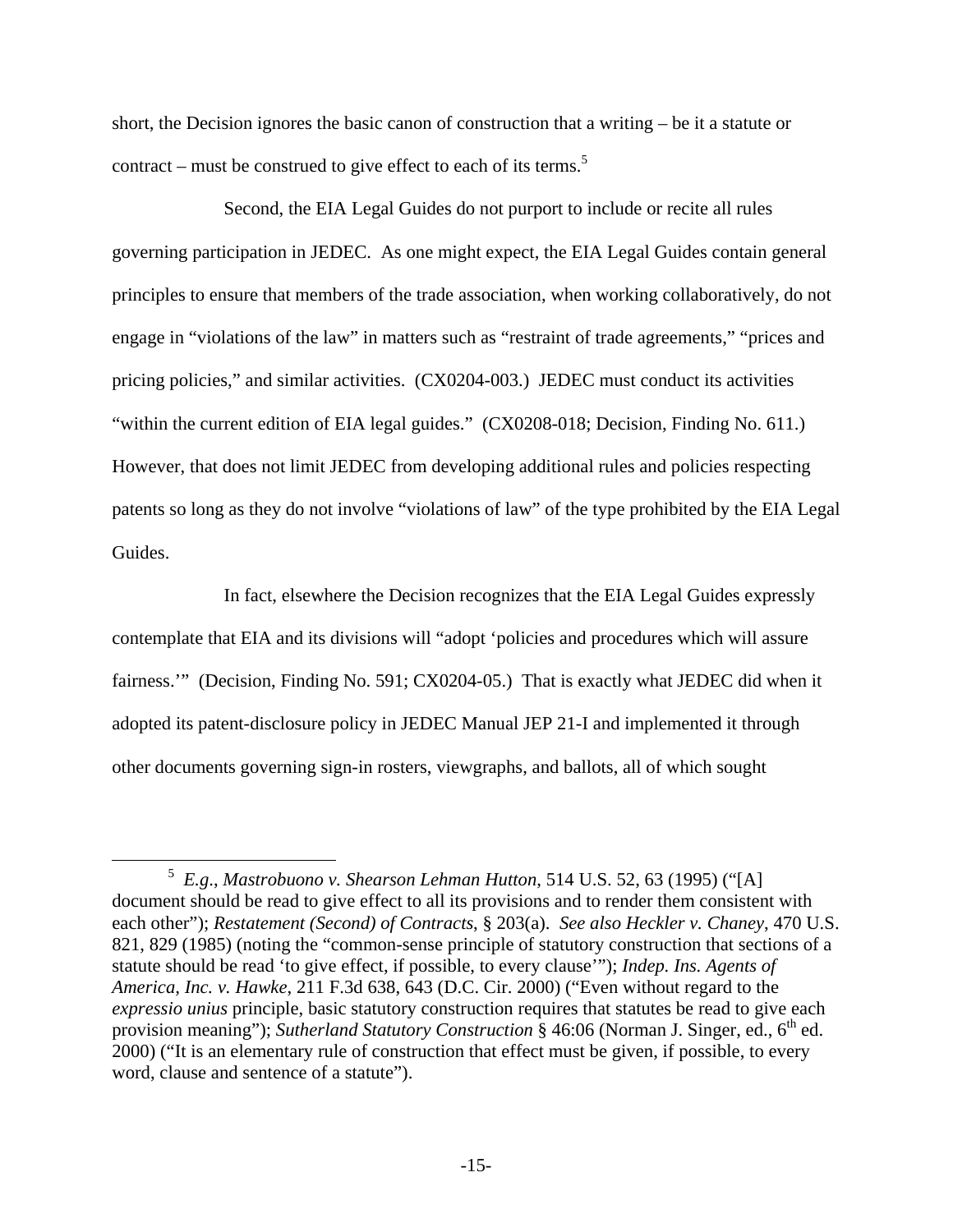short, the Decision ignores the basic canon of construction that a writing – be it a statute or contract – must be construed to give effect to each of its terms.[5]

Second, the EIA Legal Guides do not purport to include or recite all rules governing participation in JEDEC. As one might expect, the EIA Legal Guides contain general principles to ensure that members of the trade association, when working collaboratively, do not engage in "violations of the law" in matters such as "restraint of trade agreements," "prices and pricing policies," and similar activities. (CX0204-003.) JEDEC must conduct its activities "within the current edition of EIA legal guides." (CX0208-018; Decision, Finding No. 611.) However, that does not limit JEDEC from developing additional rules and policies respecting patents so long as they do not involve "violations of law" of the type prohibited by the EIA Legal Guides.

In fact, elsewhere the Decision recognizes that the EIA Legal Guides expressly contemplate that EIA and its divisions will "adopt 'policies and procedures which will assure fairness.'" (Decision, Finding No. 591; CX0204-05.) That is exactly what JEDEC did when it adopted its patent-disclosure policy in JEDEC Manual JEP 21-I and implemented it through other documents governing sign-in rosters, viewgraphs, and ballots, all of which sought

---

[5] *E.g.*, *Mastrobuono v. Shearson Lehman Hutton*, 514 U.S. 52, 63 (1995) ("[A] document should be read to give effect to all its provisions and to render them consistent with each other"); *Restatement (Second) of Contracts*, § 203(a). *See also Heckler v. Chaney*, 470 U.S. 821, 829 (1985) (noting the "common-sense principle of statutory construction that sections of a statute should be read 'to give effect, if possible, to every clause'"); *Indep. Ins. Agents of America, Inc. v. Hawke*, 211 F.3d 638, 643 (D.C. Cir. 2000) ("Even without regard to the *expressio unius* principle, basic statutory construction requires that statutes be read to give each provision meaning"); *Sutherland Statutory Construction* § 46:06 (Norman J. Singer, ed., 6th ed. 2000) ("It is an elementary rule of construction that effect must be given, if possible, to every word, clause and sentence of a statute").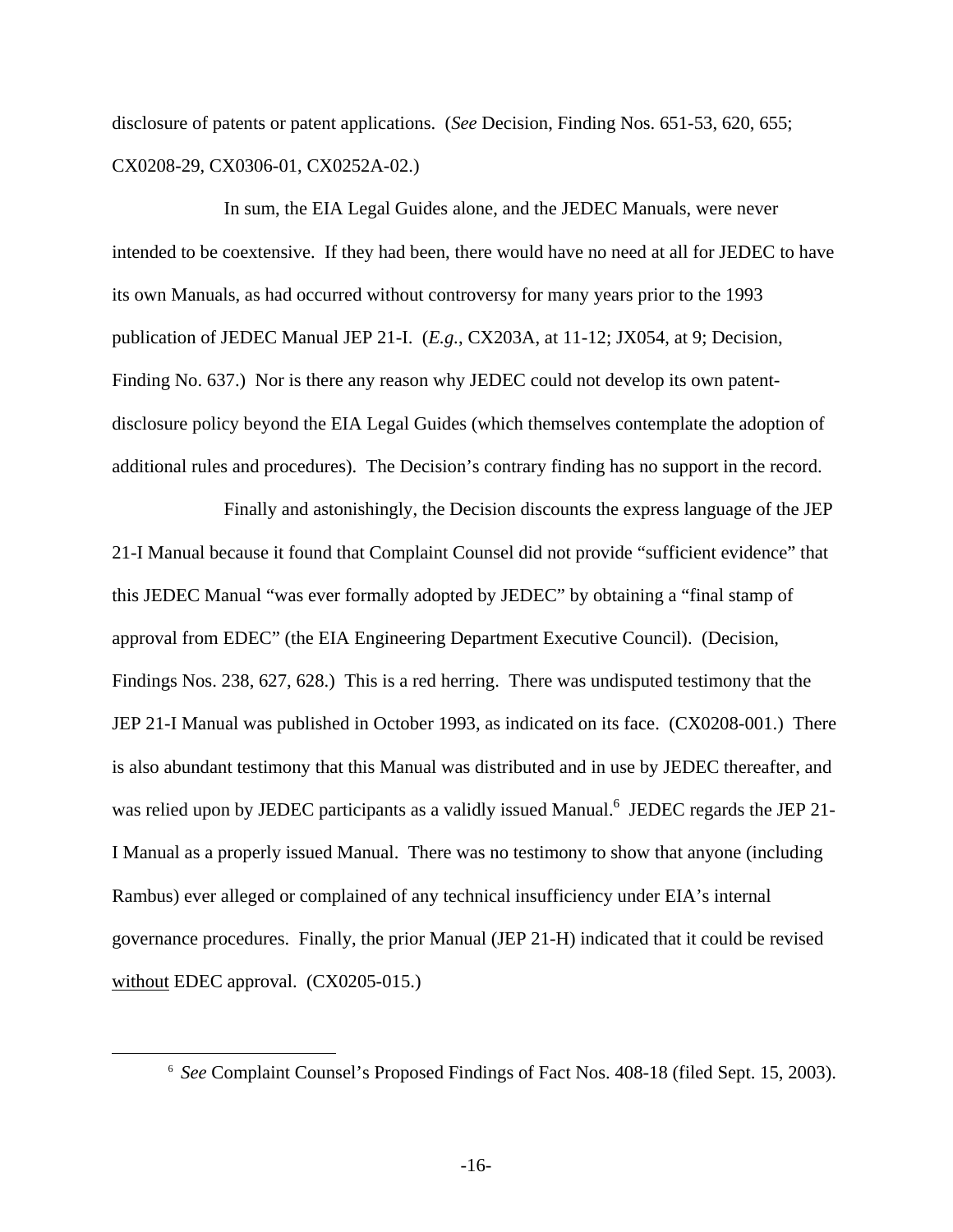disclosure of patents or patent applications. (*See* Decision, Finding Nos. 651-53, 620, 655; CX0208-29, CX0306-01, CX0252A-02.)

In sum, the EIA Legal Guides alone, and the JEDEC Manuals, were never intended to be coextensive. If they had been, there would have no need at all for JEDEC to have its own Manuals, as had occurred without controversy for many years prior to the 1993 publication of JEDEC Manual JEP 21-I. (*E.g.*, CX203A, at 11-12; JX054, at 9; Decision, Finding No. 637.) Nor is there any reason why JEDEC could not develop its own patent-disclosure policy beyond the EIA Legal Guides (which themselves contemplate the adoption of additional rules and procedures). The Decision's contrary finding has no support in the record.

Finally and astonishingly, the Decision discounts the express language of the JEP 21-I Manual because it found that Complaint Counsel did not provide "sufficient evidence" that this JEDEC Manual "was ever formally adopted by JEDEC" by obtaining a "final stamp of approval from EDEC" (the EIA Engineering Department Executive Council). (Decision, Findings Nos. 238, 627, 628.) This is a red herring. There was undisputed testimony that the JEP 21-I Manual was published in October 1993, as indicated on its face. (CX0208-001.) There is also abundant testimony that this Manual was distributed and in use by JEDEC thereafter, and was relied upon by JEDEC participants as a validly issued Manual.[6] JEDEC regards the JEP 21-I Manual as a properly issued Manual. There was no testimony to show that anyone (including Rambus) ever alleged or complained of any technical insufficiency under EIA's internal governance procedures. Finally, the prior Manual (JEP 21-H) indicated that it could be revised <u>without</u> EDEC approval. (CX0205-015.)

---

[6] *See* Complaint Counsel's Proposed Findings of Fact Nos. 408-18 (filed Sept. 15, 2003).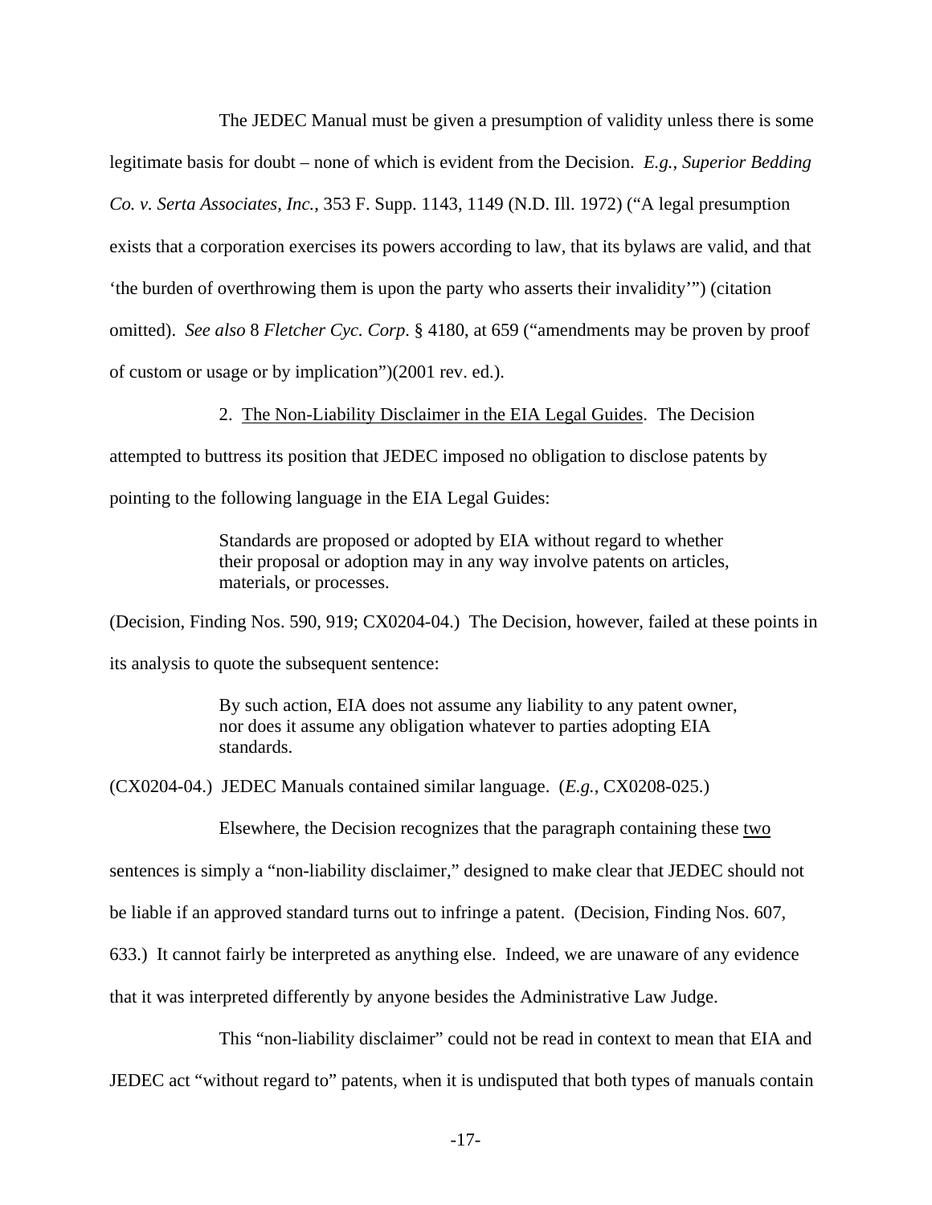The JEDEC Manual must be given a presumption of validity unless there is some legitimate basis for doubt – none of which is evident from the Decision. *E.g.*, *Superior Bedding Co. v. Serta Associates, Inc.*, 353 F. Supp. 1143, 1149 (N.D. Ill. 1972) ("A legal presumption exists that a corporation exercises its powers according to law, that its bylaws are valid, and that 'the burden of overthrowing them is upon the party who asserts their invalidity'") (citation omitted). *See also* 8 *Fletcher Cyc. Corp.* § 4180, at 659 ("amendments may be proven by proof of custom or usage or by implication")(2001 rev. ed.).

2. <u>The Non-Liability Disclaimer in the EIA Legal Guides</u>. The Decision attempted to buttress its position that JEDEC imposed no obligation to disclose patents by pointing to the following language in the EIA Legal Guides:

> Standards are proposed or adopted by EIA without regard to whether their proposal or adoption may in any way involve patents on articles, materials, or processes.

(Decision, Finding Nos. 590, 919; CX0204-04.) The Decision, however, failed at these points in its analysis to quote the subsequent sentence:

> By such action, EIA does not assume any liability to any patent owner, nor does it assume any obligation whatever to parties adopting EIA standards.

(CX0204-04.) JEDEC Manuals contained similar language. (*E.g.*, CX0208-025.)

Elsewhere, the Decision recognizes that the paragraph containing these <u>two</u> sentences is simply a "non-liability disclaimer," designed to make clear that JEDEC should not be liable if an approved standard turns out to infringe a patent. (Decision, Finding Nos. 607, 633.) It cannot fairly be interpreted as anything else. Indeed, we are unaware of any evidence that it was interpreted differently by anyone besides the Administrative Law Judge.

This "non-liability disclaimer" could not be read in context to mean that EIA and JEDEC act "without regard to" patents, when it is undisputed that both types of manuals contain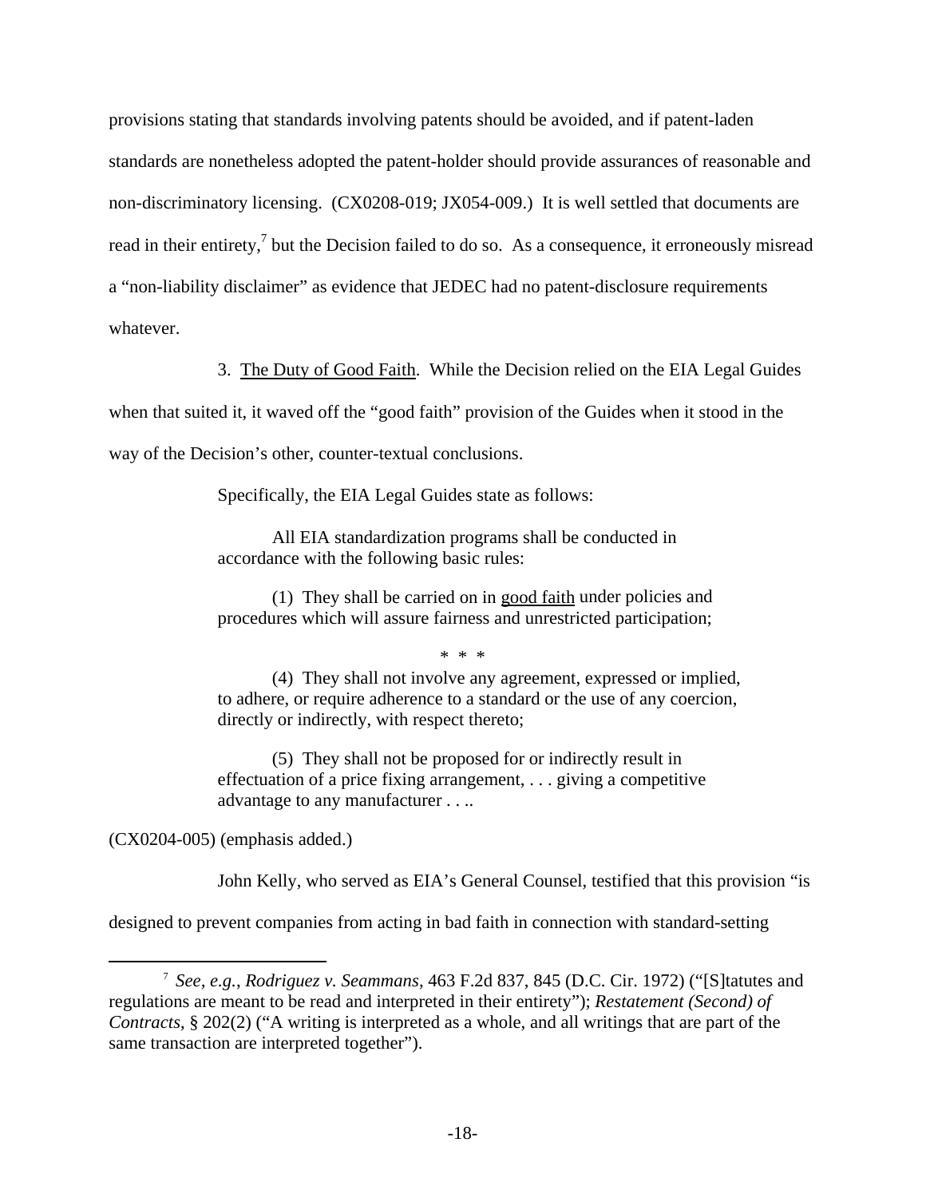provisions stating that standards involving patents should be avoided, and if patent-laden standards are nonetheless adopted the patent-holder should provide assurances of reasonable and non-discriminatory licensing. (CX0208-019; JX054-009.) It is well settled that documents are read in their entirety,[7] but the Decision failed to do so. As a consequence, it erroneously misread a "non-liability disclaimer" as evidence that JEDEC had no patent-disclosure requirements whatever.

3. The Duty of Good Faith. While the Decision relied on the EIA Legal Guides when that suited it, it waved off the "good faith" provision of the Guides when it stood in the way of the Decision's other, counter-textual conclusions.

Specifically, the EIA Legal Guides state as follows:

> All EIA standardization programs shall be conducted in accordance with the following basic rules:
>
> (1) They shall be carried on in good faith under policies and procedures which will assure fairness and unrestricted participation;
>
> \* \* \*
>
> (4) They shall not involve any agreement, expressed or implied, to adhere, or require adherence to a standard or the use of any coercion, directly or indirectly, with respect thereto;
>
> (5) They shall not be proposed for or indirectly result in effectuation of a price fixing arrangement, . . . giving a competitive advantage to any manufacturer . . ..

(CX0204-005) (emphasis added.)

John Kelly, who served as EIA's General Counsel, testified that this provision "is designed to prevent companies from acting in bad faith in connection with standard-setting

---

[7] *See, e.g.*, *Rodriguez v. Seammans*, 463 F.2d 837, 845 (D.C. Cir. 1972) ("[S]tatutes and regulations are meant to be read and interpreted in their entirety"); *Restatement (Second) of Contracts*, § 202(2) ("A writing is interpreted as a whole, and all writings that are part of the same transaction are interpreted together").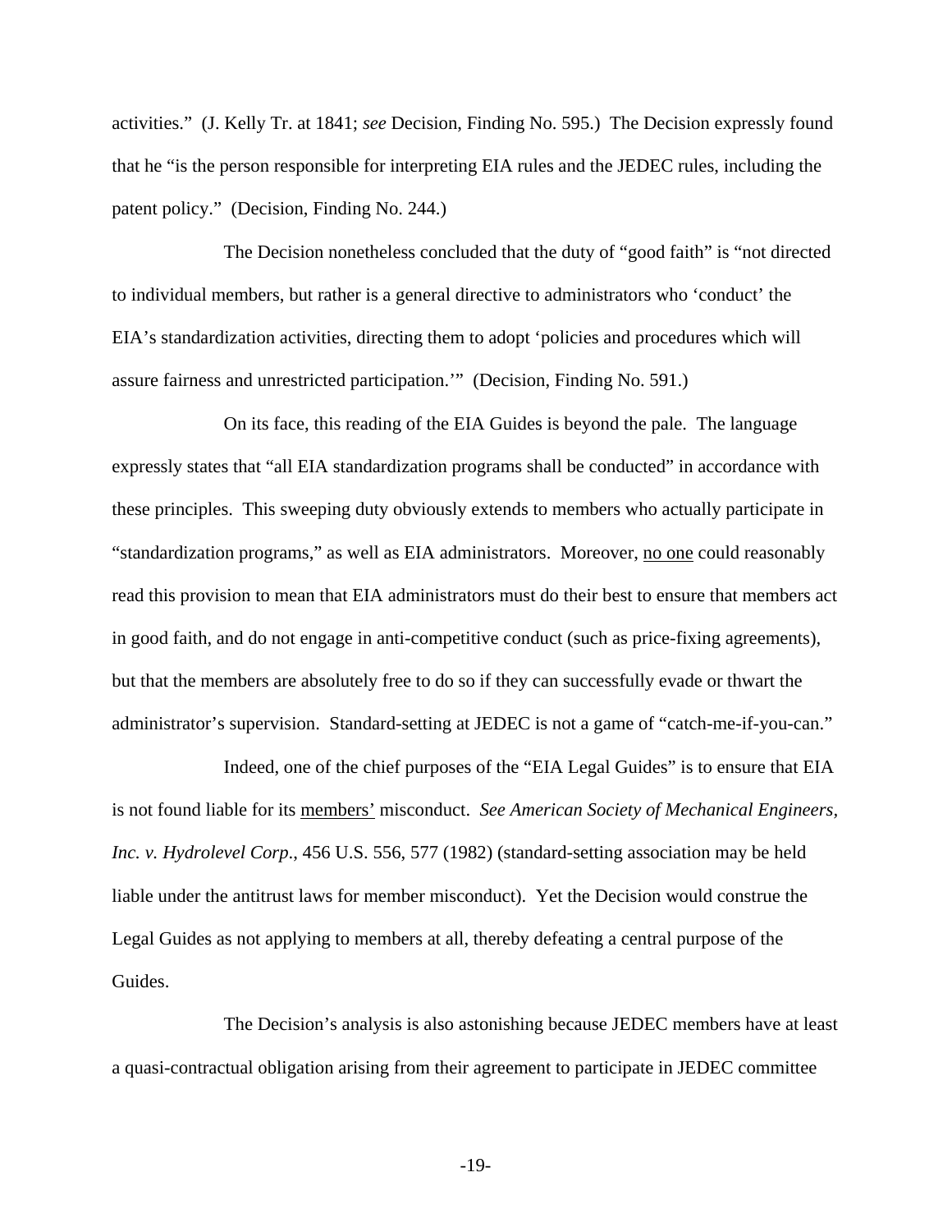activities." (J. Kelly Tr. at 1841; *see* Decision, Finding No. 595.) The Decision expressly found that he "is the person responsible for interpreting EIA rules and the JEDEC rules, including the patent policy." (Decision, Finding No. 244.)

The Decision nonetheless concluded that the duty of "good faith" is "not directed to individual members, but rather is a general directive to administrators who 'conduct' the EIA's standardization activities, directing them to adopt 'policies and procedures which will assure fairness and unrestricted participation.'" (Decision, Finding No. 591.)

On its face, this reading of the EIA Guides is beyond the pale. The language expressly states that "all EIA standardization programs shall be conducted" in accordance with these principles. This sweeping duty obviously extends to members who actually participate in "standardization programs," as well as EIA administrators. Moreover, <u>no one</u> could reasonably read this provision to mean that EIA administrators must do their best to ensure that members act in good faith, and do not engage in anti-competitive conduct (such as price-fixing agreements), but that the members are absolutely free to do so if they can successfully evade or thwart the administrator's supervision. Standard-setting at JEDEC is not a game of "catch-me-if-you-can."

Indeed, one of the chief purposes of the "EIA Legal Guides" is to ensure that EIA is not found liable for its <u>members'</u> misconduct. *See American Society of Mechanical Engineers, Inc. v. Hydrolevel Corp*., 456 U.S. 556, 577 (1982) (standard-setting association may be held liable under the antitrust laws for member misconduct). Yet the Decision would construe the Legal Guides as not applying to members at all, thereby defeating a central purpose of the Guides.

The Decision's analysis is also astonishing because JEDEC members have at least a quasi-contractual obligation arising from their agreement to participate in JEDEC committee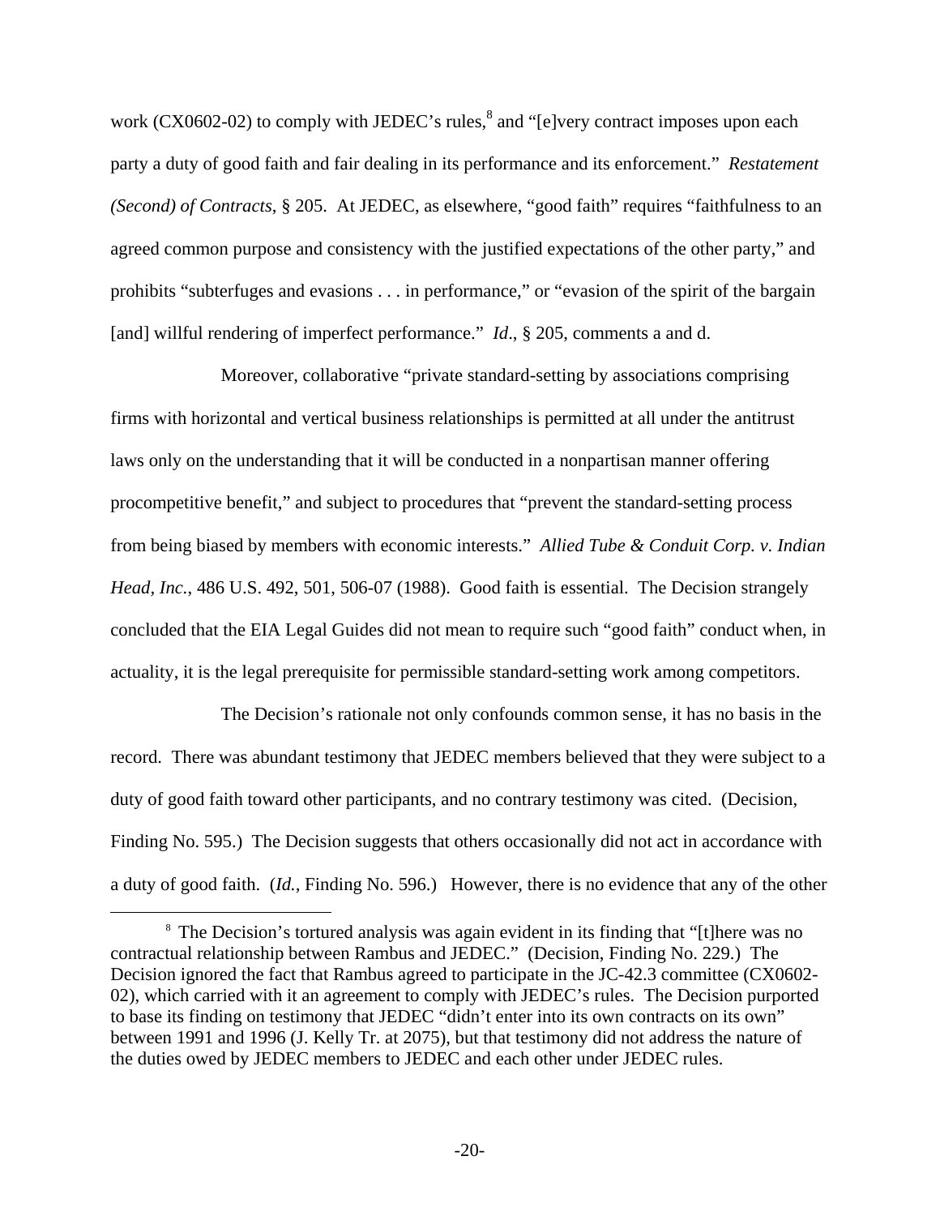work (CX0602-02) to comply with JEDEC's rules,[8] and "[e]very contract imposes upon each party a duty of good faith and fair dealing in its performance and its enforcement." *Restatement (Second) of Contracts*, § 205. At JEDEC, as elsewhere, "good faith" requires "faithfulness to an agreed common purpose and consistency with the justified expectations of the other party," and prohibits "subterfuges and evasions . . . in performance," or "evasion of the spirit of the bargain [and] willful rendering of imperfect performance." *Id*., § 205, comments a and d.

Moreover, collaborative "private standard-setting by associations comprising firms with horizontal and vertical business relationships is permitted at all under the antitrust laws only on the understanding that it will be conducted in a nonpartisan manner offering procompetitive benefit," and subject to procedures that "prevent the standard-setting process from being biased by members with economic interests." *Allied Tube & Conduit Corp. v. Indian Head, Inc.*, 486 U.S. 492, 501, 506-07 (1988). Good faith is essential. The Decision strangely concluded that the EIA Legal Guides did not mean to require such "good faith" conduct when, in actuality, it is the legal prerequisite for permissible standard-setting work among competitors.

The Decision's rationale not only confounds common sense, it has no basis in the record. There was abundant testimony that JEDEC members believed that they were subject to a duty of good faith toward other participants, and no contrary testimony was cited. (Decision, Finding No. 595.) The Decision suggests that others occasionally did not act in accordance with a duty of good faith. (*Id.*, Finding No. 596.) However, there is no evidence that any of the other

[8] The Decision's tortured analysis was again evident in its finding that "[t]here was no contractual relationship between Rambus and JEDEC." (Decision, Finding No. 229.) The Decision ignored the fact that Rambus agreed to participate in the JC-42.3 committee (CX0602-02), which carried with it an agreement to comply with JEDEC's rules. The Decision purported to base its finding on testimony that JEDEC "didn't enter into its own contracts on its own" between 1991 and 1996 (J. Kelly Tr. at 2075), but that testimony did not address the nature of the duties owed by JEDEC members to JEDEC and each other under JEDEC rules.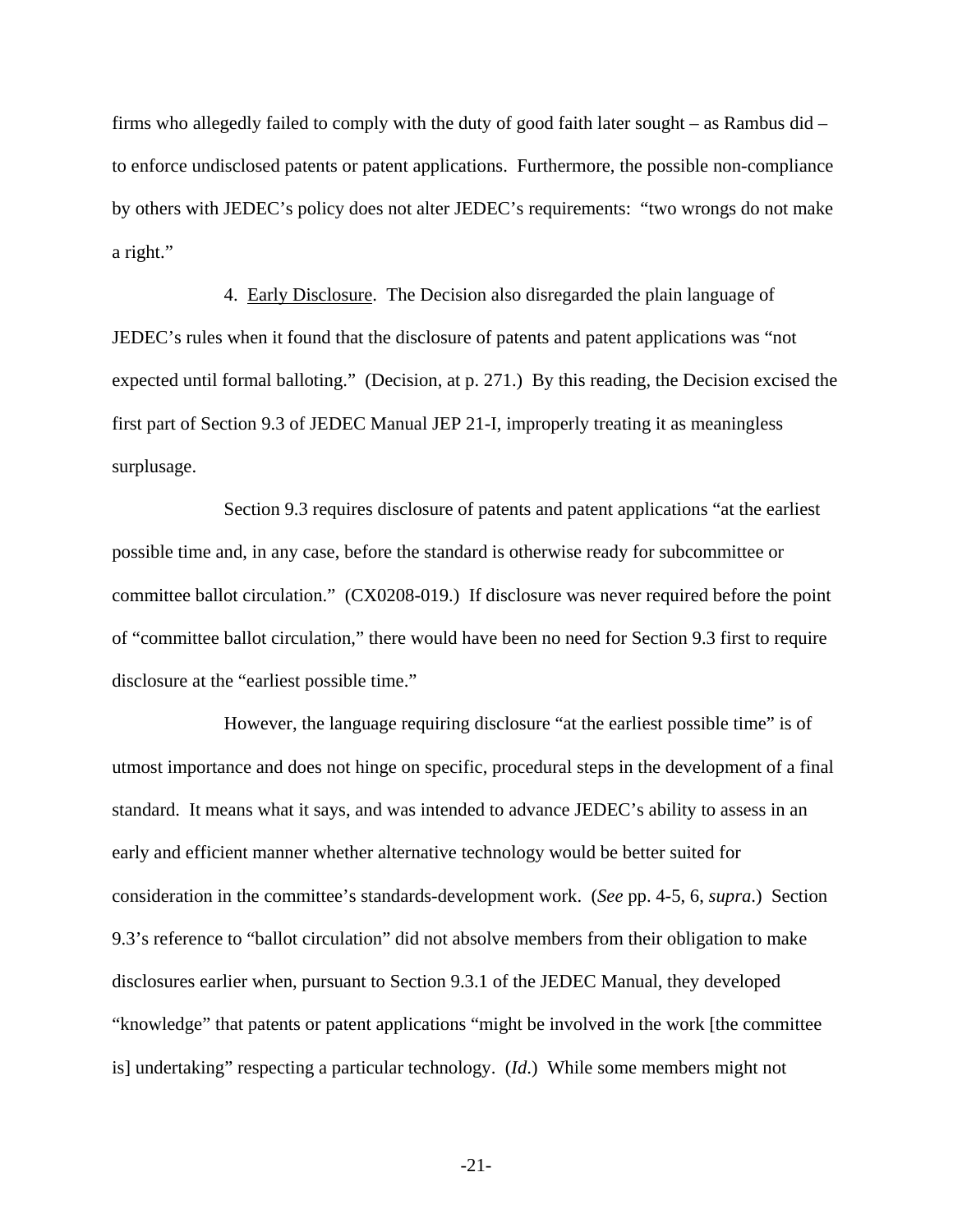firms who allegedly failed to comply with the duty of good faith later sought – as Rambus did – to enforce undisclosed patents or patent applications. Furthermore, the possible non-compliance by others with JEDEC's policy does not alter JEDEC's requirements: "two wrongs do not make a right."

4. Early Disclosure. The Decision also disregarded the plain language of JEDEC's rules when it found that the disclosure of patents and patent applications was "not expected until formal balloting." (Decision, at p. 271.) By this reading, the Decision excised the first part of Section 9.3 of JEDEC Manual JEP 21-I, improperly treating it as meaningless surplusage.

Section 9.3 requires disclosure of patents and patent applications "at the earliest possible time and, in any case, before the standard is otherwise ready for subcommittee or committee ballot circulation." (CX0208-019.) If disclosure was never required before the point of "committee ballot circulation," there would have been no need for Section 9.3 first to require disclosure at the "earliest possible time."

However, the language requiring disclosure "at the earliest possible time" is of utmost importance and does not hinge on specific, procedural steps in the development of a final standard. It means what it says, and was intended to advance JEDEC's ability to assess in an early and efficient manner whether alternative technology would be better suited for consideration in the committee's standards-development work. (*See* pp. 4-5, 6, *supra*.) Section 9.3's reference to "ballot circulation" did not absolve members from their obligation to make disclosures earlier when, pursuant to Section 9.3.1 of the JEDEC Manual, they developed "knowledge" that patents or patent applications "might be involved in the work [the committee is] undertaking" respecting a particular technology. (*Id.*) While some members might not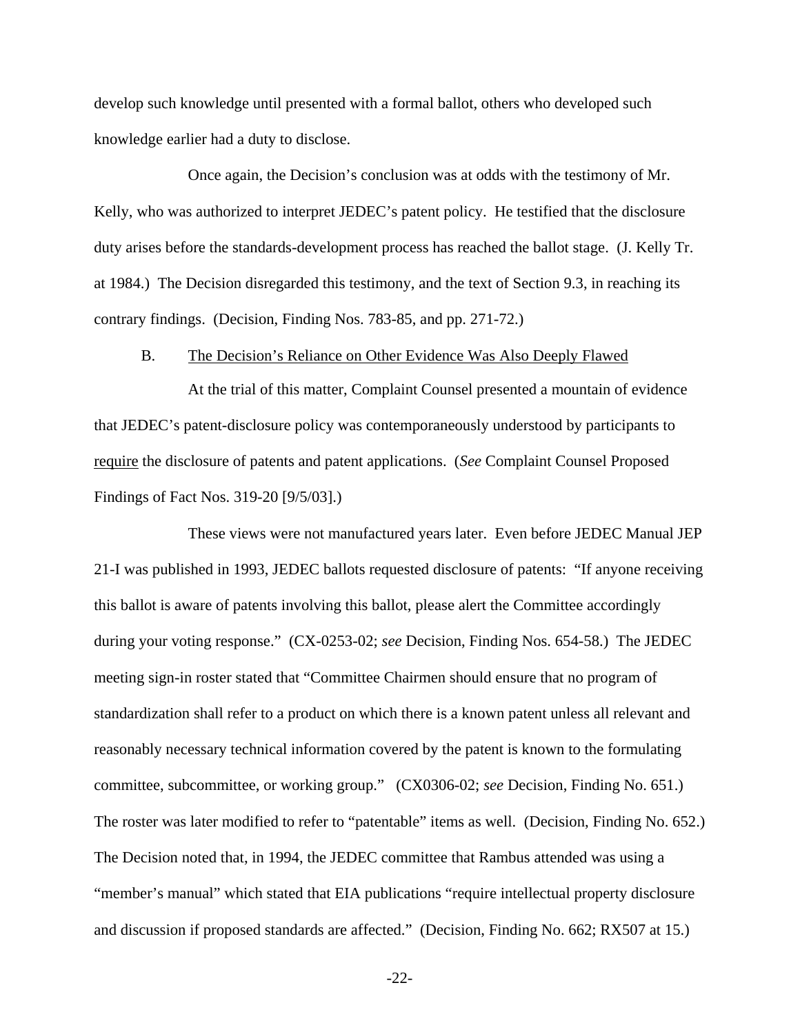develop such knowledge until presented with a formal ballot, others who developed such knowledge earlier had a duty to disclose.

Once again, the Decision's conclusion was at odds with the testimony of Mr. Kelly, who was authorized to interpret JEDEC's patent policy. He testified that the disclosure duty arises before the standards-development process has reached the ballot stage. (J. Kelly Tr. at 1984.) The Decision disregarded this testimony, and the text of Section 9.3, in reaching its contrary findings. (Decision, Finding Nos. 783-85, and pp. 271-72.)

B. <u>The Decision's Reliance on Other Evidence Was Also Deeply Flawed</u>

At the trial of this matter, Complaint Counsel presented a mountain of evidence that JEDEC's patent-disclosure policy was contemporaneously understood by participants to <u>require</u> the disclosure of patents and patent applications. (*See* Complaint Counsel Proposed Findings of Fact Nos. 319-20 [9/5/03].)

These views were not manufactured years later. Even before JEDEC Manual JEP 21-I was published in 1993, JEDEC ballots requested disclosure of patents: "If anyone receiving this ballot is aware of patents involving this ballot, please alert the Committee accordingly during your voting response." (CX-0253-02; *see* Decision, Finding Nos. 654-58.) The JEDEC meeting sign-in roster stated that "Committee Chairmen should ensure that no program of standardization shall refer to a product on which there is a known patent unless all relevant and reasonably necessary technical information covered by the patent is known to the formulating committee, subcommittee, or working group." (CX0306-02; *see* Decision, Finding No. 651.) The roster was later modified to refer to "patentable" items as well. (Decision, Finding No. 652.) The Decision noted that, in 1994, the JEDEC committee that Rambus attended was using a "member's manual" which stated that EIA publications "require intellectual property disclosure and discussion if proposed standards are affected." (Decision, Finding No. 662; RX507 at 15.)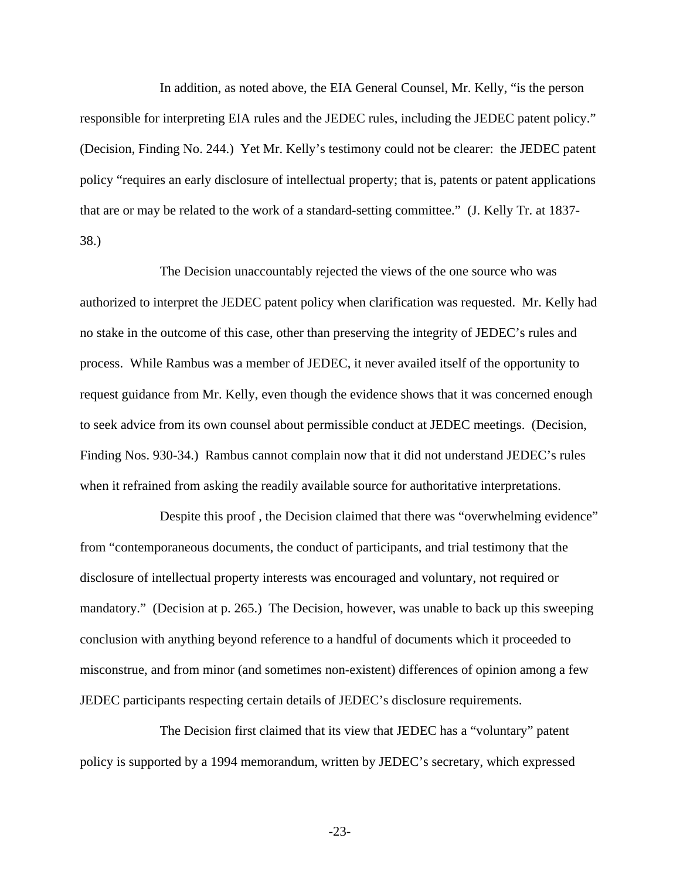In addition, as noted above, the EIA General Counsel, Mr. Kelly, "is the person responsible for interpreting EIA rules and the JEDEC rules, including the JEDEC patent policy." (Decision, Finding No. 244.) Yet Mr. Kelly's testimony could not be clearer: the JEDEC patent policy "requires an early disclosure of intellectual property; that is, patents or patent applications that are or may be related to the work of a standard-setting committee." (J. Kelly Tr. at 1837-38.)

The Decision unaccountably rejected the views of the one source who was authorized to interpret the JEDEC patent policy when clarification was requested. Mr. Kelly had no stake in the outcome of this case, other than preserving the integrity of JEDEC's rules and process. While Rambus was a member of JEDEC, it never availed itself of the opportunity to request guidance from Mr. Kelly, even though the evidence shows that it was concerned enough to seek advice from its own counsel about permissible conduct at JEDEC meetings. (Decision, Finding Nos. 930-34.) Rambus cannot complain now that it did not understand JEDEC's rules when it refrained from asking the readily available source for authoritative interpretations.

Despite this proof , the Decision claimed that there was "overwhelming evidence" from "contemporaneous documents, the conduct of participants, and trial testimony that the disclosure of intellectual property interests was encouraged and voluntary, not required or mandatory." (Decision at p. 265.) The Decision, however, was unable to back up this sweeping conclusion with anything beyond reference to a handful of documents which it proceeded to misconstrue, and from minor (and sometimes non-existent) differences of opinion among a few JEDEC participants respecting certain details of JEDEC's disclosure requirements.

The Decision first claimed that its view that JEDEC has a "voluntary" patent policy is supported by a 1994 memorandum, written by JEDEC's secretary, which expressed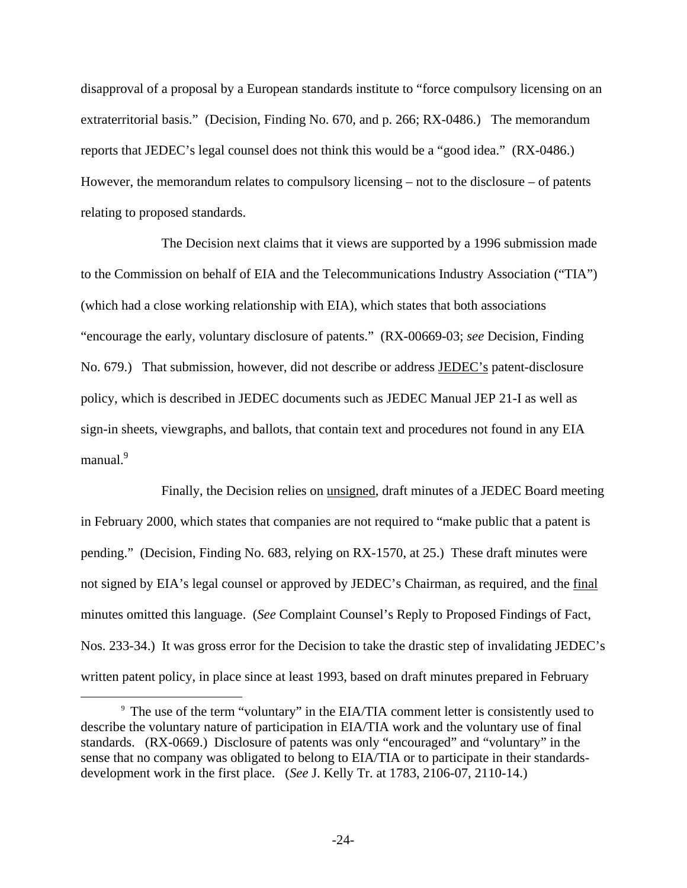disapproval of a proposal by a European standards institute to "force compulsory licensing on an extraterritorial basis." (Decision, Finding No. 670, and p. 266; RX-0486.) The memorandum reports that JEDEC's legal counsel does not think this would be a "good idea." (RX-0486.) However, the memorandum relates to compulsory licensing – not to the disclosure – of patents relating to proposed standards.

The Decision next claims that it views are supported by a 1996 submission made to the Commission on behalf of EIA and the Telecommunications Industry Association ("TIA") (which had a close working relationship with EIA), which states that both associations "encourage the early, voluntary disclosure of patents." (RX-00669-03; *see* Decision, Finding No. 679.) That submission, however, did not describe or address <u>JEDEC's</u> patent-disclosure policy, which is described in JEDEC documents such as JEDEC Manual JEP 21-I as well as sign-in sheets, viewgraphs, and ballots, that contain text and procedures not found in any EIA manual.[9]

Finally, the Decision relies on <u>unsigned</u>, draft minutes of a JEDEC Board meeting in February 2000, which states that companies are not required to "make public that a patent is pending." (Decision, Finding No. 683, relying on RX-1570, at 25.) These draft minutes were not signed by EIA's legal counsel or approved by JEDEC's Chairman, as required, and the <u>final</u> minutes omitted this language. (*See* Complaint Counsel's Reply to Proposed Findings of Fact, Nos. 233-34.) It was gross error for the Decision to take the drastic step of invalidating JEDEC's written patent policy, in place since at least 1993, based on draft minutes prepared in February

[9] The use of the term "voluntary" in the EIA/TIA comment letter is consistently used to describe the voluntary nature of participation in EIA/TIA work and the voluntary use of final standards. (RX-0669.) Disclosure of patents was only "encouraged" and "voluntary" in the sense that no company was obligated to belong to EIA/TIA or to participate in their standards-development work in the first place. (*See* J. Kelly Tr. at 1783, 2106-07, 2110-14.)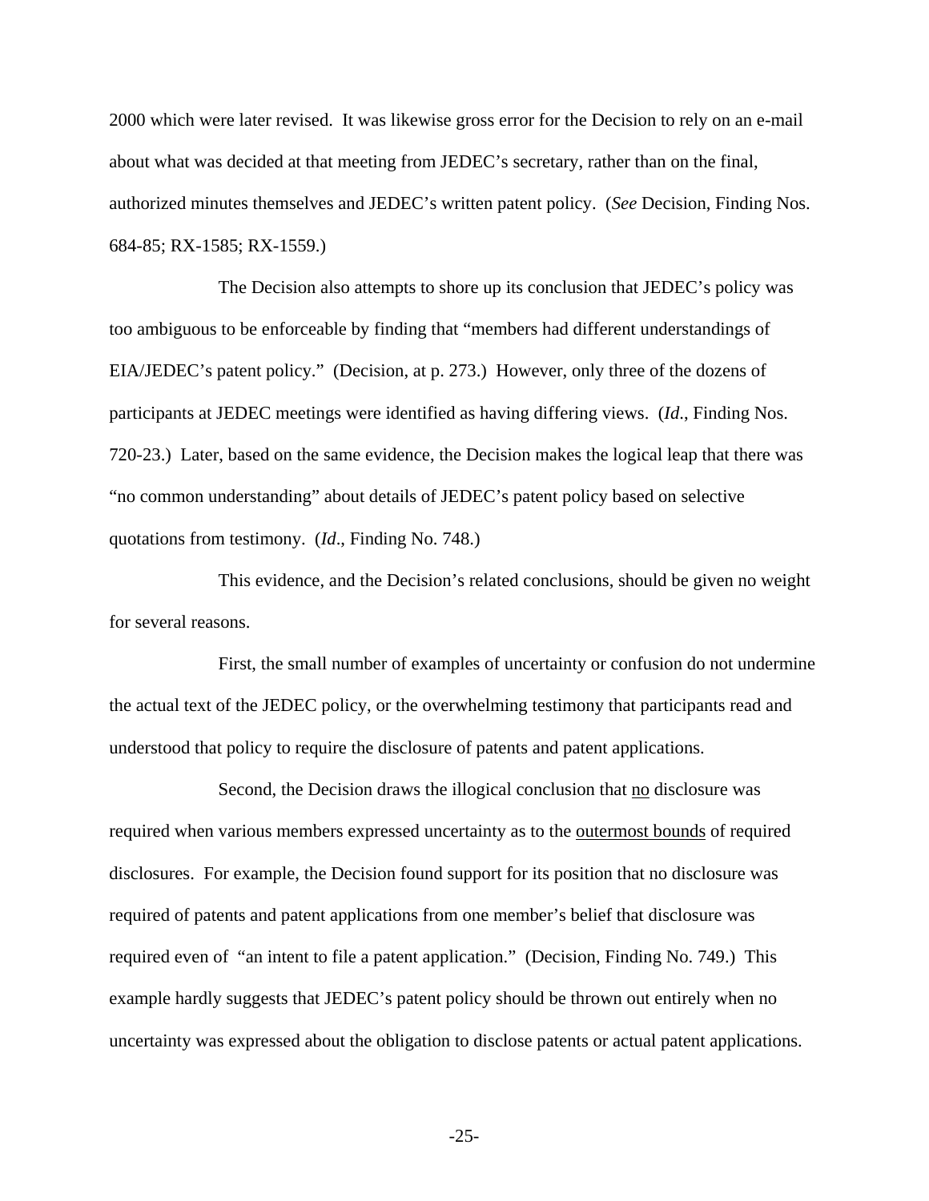2000 which were later revised. It was likewise gross error for the Decision to rely on an e-mail about what was decided at that meeting from JEDEC's secretary, rather than on the final, authorized minutes themselves and JEDEC's written patent policy. (*See* Decision, Finding Nos. 684-85; RX-1585; RX-1559.)

The Decision also attempts to shore up its conclusion that JEDEC's policy was too ambiguous to be enforceable by finding that "members had different understandings of EIA/JEDEC's patent policy." (Decision, at p. 273.) However, only three of the dozens of participants at JEDEC meetings were identified as having differing views. (*Id*., Finding Nos. 720-23.) Later, based on the same evidence, the Decision makes the logical leap that there was "no common understanding" about details of JEDEC's patent policy based on selective quotations from testimony. (*Id*., Finding No. 748.)

This evidence, and the Decision's related conclusions, should be given no weight for several reasons.

First, the small number of examples of uncertainty or confusion do not undermine the actual text of the JEDEC policy, or the overwhelming testimony that participants read and understood that policy to require the disclosure of patents and patent applications.

Second, the Decision draws the illogical conclusion that <u>no</u> disclosure was required when various members expressed uncertainty as to the <u>outermost bounds</u> of required disclosures. For example, the Decision found support for its position that no disclosure was required of patents and patent applications from one member's belief that disclosure was required even of "an intent to file a patent application." (Decision, Finding No. 749.) This example hardly suggests that JEDEC's patent policy should be thrown out entirely when no uncertainty was expressed about the obligation to disclose patents or actual patent applications.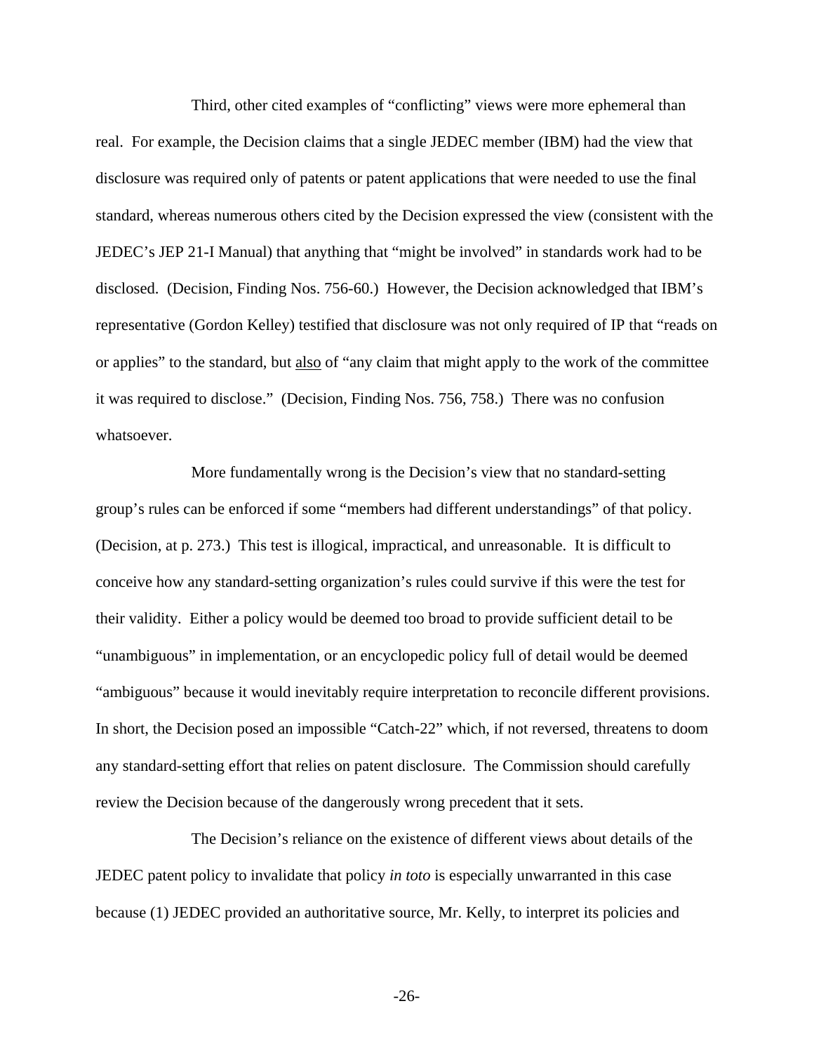Third, other cited examples of "conflicting" views were more ephemeral than real. For example, the Decision claims that a single JEDEC member (IBM) had the view that disclosure was required only of patents or patent applications that were needed to use the final standard, whereas numerous others cited by the Decision expressed the view (consistent with the JEDEC's JEP 21-I Manual) that anything that "might be involved" in standards work had to be disclosed. (Decision, Finding Nos. 756-60.) However, the Decision acknowledged that IBM's representative (Gordon Kelley) testified that disclosure was not only required of IP that "reads on or applies" to the standard, but also of "any claim that might apply to the work of the committee it was required to disclose." (Decision, Finding Nos. 756, 758.) There was no confusion whatsoever.

More fundamentally wrong is the Decision's view that no standard-setting group's rules can be enforced if some "members had different understandings" of that policy. (Decision, at p. 273.) This test is illogical, impractical, and unreasonable. It is difficult to conceive how any standard-setting organization's rules could survive if this were the test for their validity. Either a policy would be deemed too broad to provide sufficient detail to be "unambiguous" in implementation, or an encyclopedic policy full of detail would be deemed "ambiguous" because it would inevitably require interpretation to reconcile different provisions. In short, the Decision posed an impossible "Catch-22" which, if not reversed, threatens to doom any standard-setting effort that relies on patent disclosure. The Commission should carefully review the Decision because of the dangerously wrong precedent that it sets.

The Decision's reliance on the existence of different views about details of the JEDEC patent policy to invalidate that policy *in toto* is especially unwarranted in this case because (1) JEDEC provided an authoritative source, Mr. Kelly, to interpret its policies and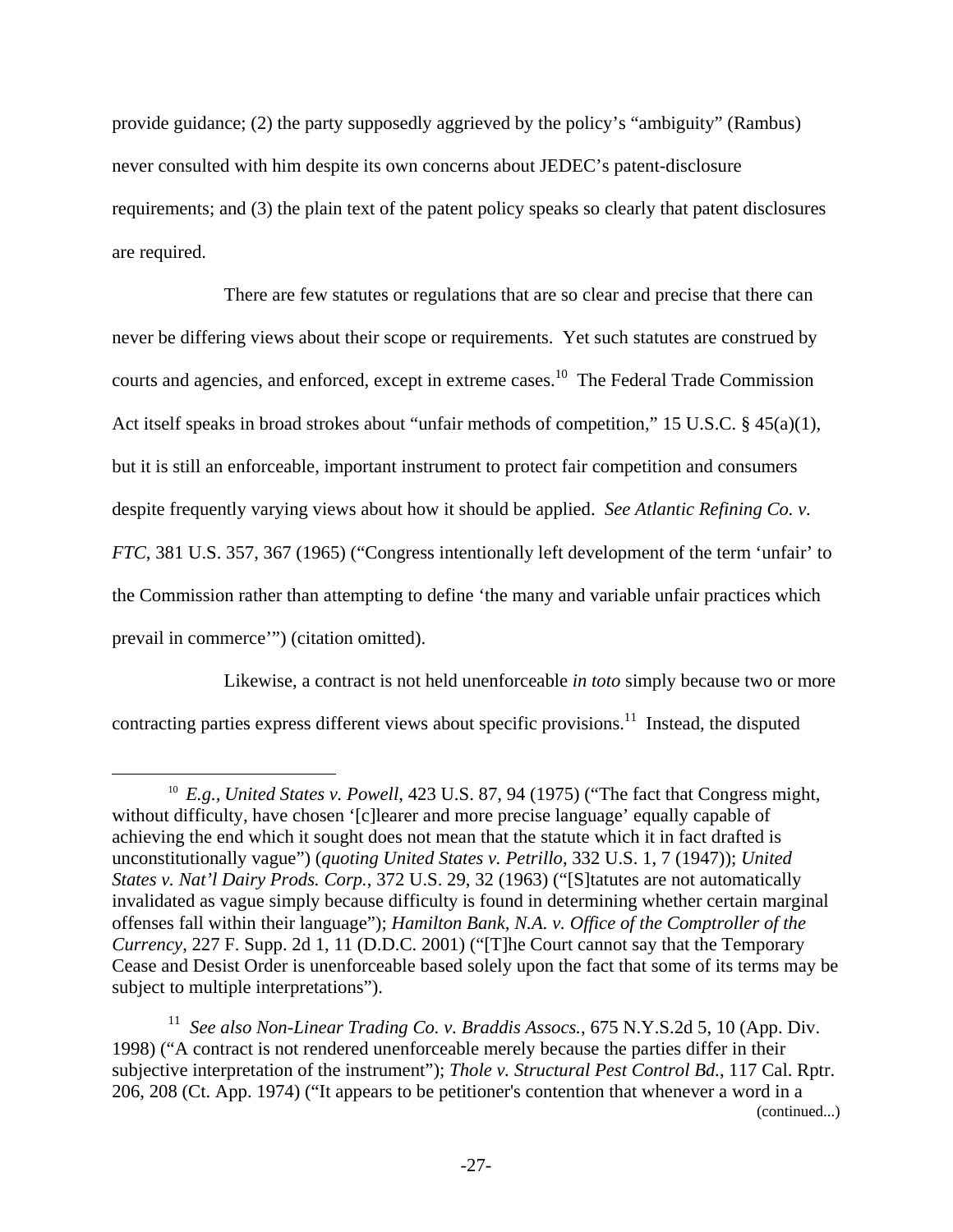provide guidance; (2) the party supposedly aggrieved by the policy's "ambiguity" (Rambus) never consulted with him despite its own concerns about JEDEC's patent-disclosure requirements; and (3) the plain text of the patent policy speaks so clearly that patent disclosures are required.

There are few statutes or regulations that are so clear and precise that there can never be differing views about their scope or requirements. Yet such statutes are construed by courts and agencies, and enforced, except in extreme cases.[10] The Federal Trade Commission Act itself speaks in broad strokes about "unfair methods of competition," 15 U.S.C. § 45(a)(1), but it is still an enforceable, important instrument to protect fair competition and consumers despite frequently varying views about how it should be applied. *See Atlantic Refining Co. v. FTC*, 381 U.S. 357, 367 (1965) ("Congress intentionally left development of the term 'unfair' to the Commission rather than attempting to define 'the many and variable unfair practices which prevail in commerce'") (citation omitted).

Likewise, a contract is not held unenforceable *in toto* simply because two or more contracting parties express different views about specific provisions.[11] Instead, the disputed

---

[10] *E.g.*, *United States v. Powell*, 423 U.S. 87, 94 (1975) ("The fact that Congress might, without difficulty, have chosen '[c]learer and more precise language' equally capable of achieving the end which it sought does not mean that the statute which it in fact drafted is unconstitutionally vague") (*quoting United States v. Petrillo*, 332 U.S. 1, 7 (1947)); *United States v. Nat'l Dairy Prods. Corp.*, 372 U.S. 29, 32 (1963) ("[S]tatutes are not automatically invalidated as vague simply because difficulty is found in determining whether certain marginal offenses fall within their language"); *Hamilton Bank, N.A. v. Office of the Comptroller of the Currency*, 227 F. Supp. 2d 1, 11 (D.D.C. 2001) ("[T]he Court cannot say that the Temporary Cease and Desist Order is unenforceable based solely upon the fact that some of its terms may be subject to multiple interpretations").

[11] *See also Non-Linear Trading Co. v. Braddis Assocs.*, 675 N.Y.S.2d 5, 10 (App. Div. 1998) ("A contract is not rendered unenforceable merely because the parties differ in their subjective interpretation of the instrument"); *Thole v. Structural Pest Control Bd.*, 117 Cal. Rptr. 206, 208 (Ct. App. 1974) ("It appears to be petitioner's contention that whenever a word in a

(continued...)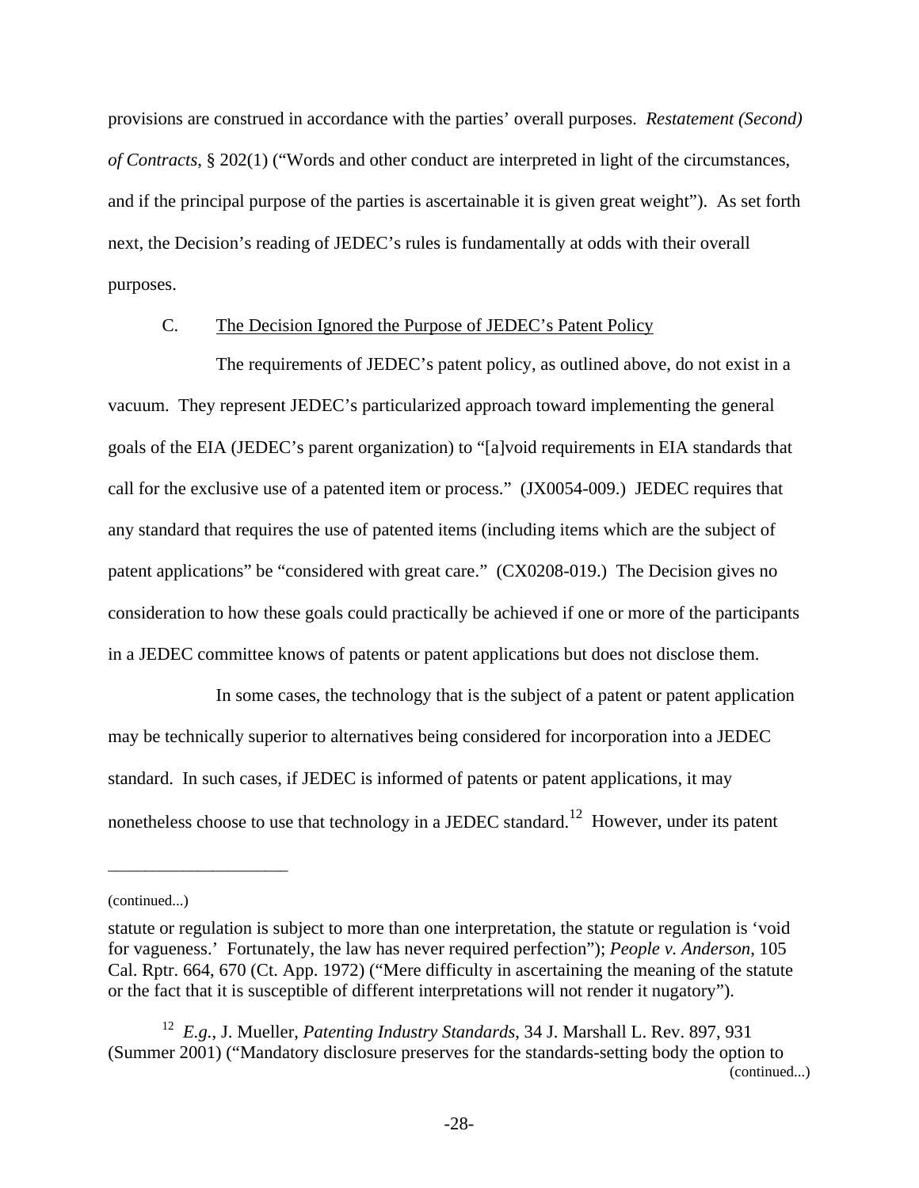provisions are construed in accordance with the parties' overall purposes. *Restatement (Second) of Contracts*, § 202(1) ("Words and other conduct are interpreted in light of the circumstances, and if the principal purpose of the parties is ascertainable it is given great weight"). As set forth next, the Decision's reading of JEDEC's rules is fundamentally at odds with their overall purposes.

### C. The Decision Ignored the Purpose of JEDEC's Patent Policy

The requirements of JEDEC's patent policy, as outlined above, do not exist in a vacuum. They represent JEDEC's particularized approach toward implementing the general goals of the EIA (JEDEC's parent organization) to "[a]void requirements in EIA standards that call for the exclusive use of a patented item or process." (JX0054-009.) JEDEC requires that any standard that requires the use of patented items (including items which are the subject of patent applications" be "considered with great care." (CX0208-019.) The Decision gives no consideration to how these goals could practically be achieved if one or more of the participants in a JEDEC committee knows of patents or patent applications but does not disclose them.

In some cases, the technology that is the subject of a patent or patent application may be technically superior to alternatives being considered for incorporation into a JEDEC standard. In such cases, if JEDEC is informed of patents or patent applications, it may nonetheless choose to use that technology in a JEDEC standard.[12] However, under its patent

---

(continued...)

statute or regulation is subject to more than one interpretation, the statute or regulation is 'void for vagueness.' Fortunately, the law has never required perfection"); *People v. Anderson*, 105 Cal. Rptr. 664, 670 (Ct. App. 1972) ("Mere difficulty in ascertaining the meaning of the statute or the fact that it is susceptible of different interpretations will not render it nugatory").

[12] *E.g.*, J. Mueller, *Patenting Industry Standards*, 34 J. Marshall L. Rev. 897, 931 (Summer 2001) ("Mandatory disclosure preserves for the standards-setting body the option to (continued...)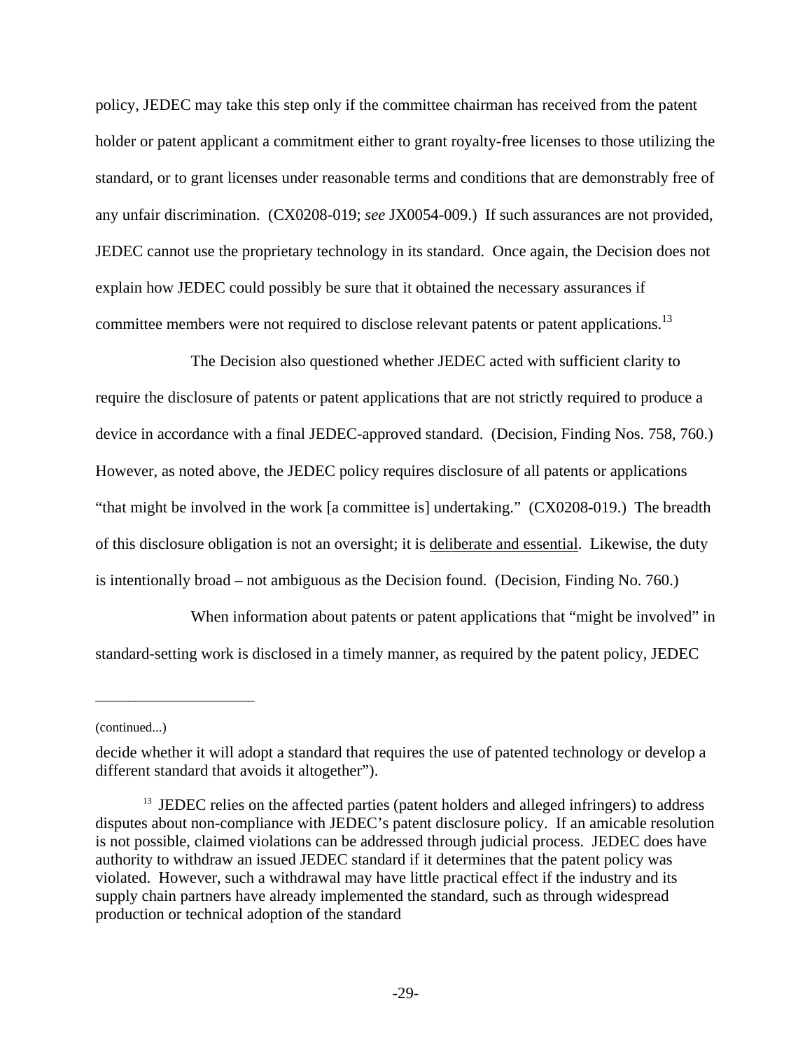policy, JEDEC may take this step only if the committee chairman has received from the patent holder or patent applicant a commitment either to grant royalty-free licenses to those utilizing the standard, or to grant licenses under reasonable terms and conditions that are demonstrably free of any unfair discrimination. (CX0208-019; *see* JX0054-009.) If such assurances are not provided, JEDEC cannot use the proprietary technology in its standard. Once again, the Decision does not explain how JEDEC could possibly be sure that it obtained the necessary assurances if committee members were not required to disclose relevant patents or patent applications.[13]

The Decision also questioned whether JEDEC acted with sufficient clarity to require the disclosure of patents or patent applications that are not strictly required to produce a device in accordance with a final JEDEC-approved standard. (Decision, Finding Nos. 758, 760.) However, as noted above, the JEDEC policy requires disclosure of all patents or applications "that might be involved in the work [a committee is] undertaking." (CX0208-019.) The breadth of this disclosure obligation is not an oversight; it is <u>deliberate and essential</u>. Likewise, the duty is intentionally broad – not ambiguous as the Decision found. (Decision, Finding No. 760.)

When information about patents or patent applications that "might be involved" in standard-setting work is disclosed in a timely manner, as required by the patent policy, JEDEC

---

(continued...)

decide whether it will adopt a standard that requires the use of patented technology or develop a different standard that avoids it altogether").

[13] JEDEC relies on the affected parties (patent holders and alleged infringers) to address disputes about non-compliance with JEDEC's patent disclosure policy. If an amicable resolution is not possible, claimed violations can be addressed through judicial process. JEDEC does have authority to withdraw an issued JEDEC standard if it determines that the patent policy was violated. However, such a withdrawal may have little practical effect if the industry and its supply chain partners have already implemented the standard, such as through widespread production or technical adoption of the standard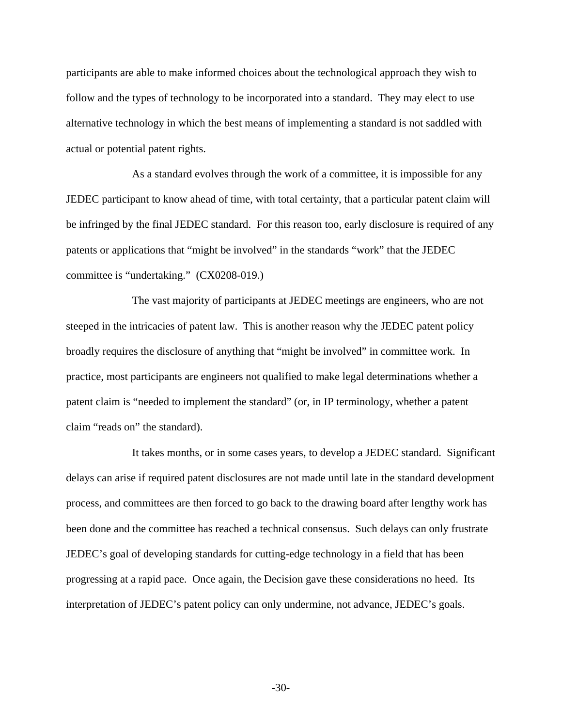participants are able to make informed choices about the technological approach they wish to follow and the types of technology to be incorporated into a standard. They may elect to use alternative technology in which the best means of implementing a standard is not saddled with actual or potential patent rights.

As a standard evolves through the work of a committee, it is impossible for any JEDEC participant to know ahead of time, with total certainty, that a particular patent claim will be infringed by the final JEDEC standard. For this reason too, early disclosure is required of any patents or applications that "might be involved" in the standards "work" that the JEDEC committee is "undertaking." (CX0208-019.)

The vast majority of participants at JEDEC meetings are engineers, who are not steeped in the intricacies of patent law. This is another reason why the JEDEC patent policy broadly requires the disclosure of anything that "might be involved" in committee work. In practice, most participants are engineers not qualified to make legal determinations whether a patent claim is "needed to implement the standard" (or, in IP terminology, whether a patent claim "reads on" the standard).

It takes months, or in some cases years, to develop a JEDEC standard. Significant delays can arise if required patent disclosures are not made until late in the standard development process, and committees are then forced to go back to the drawing board after lengthy work has been done and the committee has reached a technical consensus. Such delays can only frustrate JEDEC's goal of developing standards for cutting-edge technology in a field that has been progressing at a rapid pace. Once again, the Decision gave these considerations no heed. Its interpretation of JEDEC's patent policy can only undermine, not advance, JEDEC's goals.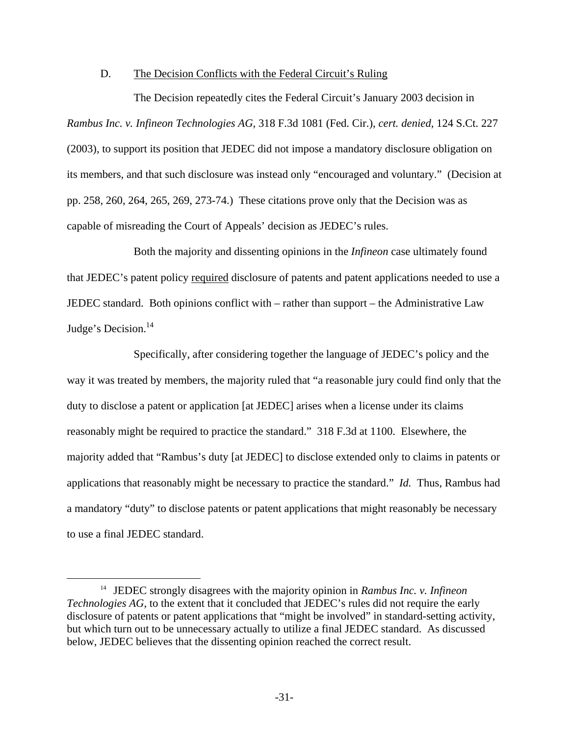### D. <u>The Decision Conflicts with the Federal Circuit's Ruling</u>

The Decision repeatedly cites the Federal Circuit's January 2003 decision in *Rambus Inc. v. Infineon Technologies AG,* 318 F.3d 1081 (Fed. Cir.), *cert. denied*, 124 S.Ct. 227 (2003), to support its position that JEDEC did not impose a mandatory disclosure obligation on its members, and that such disclosure was instead only "encouraged and voluntary." (Decision at pp. 258, 260, 264, 265, 269, 273-74.) These citations prove only that the Decision was as capable of misreading the Court of Appeals' decision as JEDEC's rules.

Both the majority and dissenting opinions in the *Infineon* case ultimately found that JEDEC's patent policy <u>required</u> disclosure of patents and patent applications needed to use a JEDEC standard. Both opinions conflict with – rather than support – the Administrative Law Judge's Decision.[14]

Specifically, after considering together the language of JEDEC's policy and the way it was treated by members, the majority ruled that "a reasonable jury could find only that the duty to disclose a patent or application [at JEDEC] arises when a license under its claims reasonably might be required to practice the standard." 318 F.3d at 1100. Elsewhere, the majority added that "Rambus's duty [at JEDEC] to disclose extended only to claims in patents or applications that reasonably might be necessary to practice the standard." *Id.* Thus, Rambus had a mandatory "duty" to disclose patents or patent applications that might reasonably be necessary to use a final JEDEC standard.

---

[14] JEDEC strongly disagrees with the majority opinion in *Rambus Inc. v. Infineon Technologies AG*, to the extent that it concluded that JEDEC's rules did not require the early disclosure of patents or patent applications that "might be involved" in standard-setting activity, but which turn out to be unnecessary actually to utilize a final JEDEC standard. As discussed below, JEDEC believes that the dissenting opinion reached the correct result.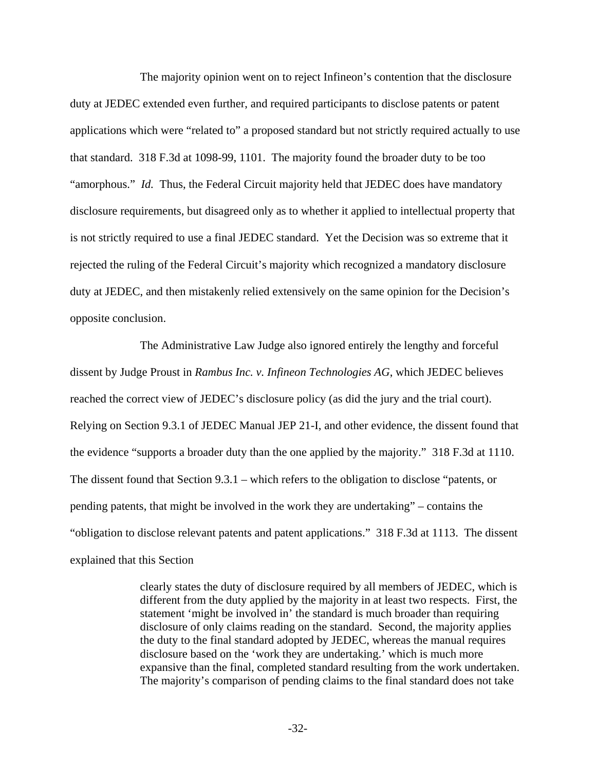The majority opinion went on to reject Infineon's contention that the disclosure duty at JEDEC extended even further, and required participants to disclose patents or patent applications which were "related to" a proposed standard but not strictly required actually to use that standard. 318 F.3d at 1098-99, 1101. The majority found the broader duty to be too "amorphous." *Id.* Thus, the Federal Circuit majority held that JEDEC does have mandatory disclosure requirements, but disagreed only as to whether it applied to intellectual property that is not strictly required to use a final JEDEC standard. Yet the Decision was so extreme that it rejected the ruling of the Federal Circuit's majority which recognized a mandatory disclosure duty at JEDEC, and then mistakenly relied extensively on the same opinion for the Decision's opposite conclusion.

The Administrative Law Judge also ignored entirely the lengthy and forceful dissent by Judge Proust in *Rambus Inc. v. Infineon Technologies AG*, which JEDEC believes reached the correct view of JEDEC's disclosure policy (as did the jury and the trial court). Relying on Section 9.3.1 of JEDEC Manual JEP 21-I, and other evidence, the dissent found that the evidence "supports a broader duty than the one applied by the majority." 318 F.3d at 1110. The dissent found that Section 9.3.1 – which refers to the obligation to disclose "patents, or pending patents, that might be involved in the work they are undertaking" – contains the "obligation to disclose relevant patents and patent applications." 318 F.3d at 1113. The dissent explained that this Section

> clearly states the duty of disclosure required by all members of JEDEC, which is different from the duty applied by the majority in at least two respects. First, the statement 'might be involved in' the standard is much broader than requiring disclosure of only claims reading on the standard. Second, the majority applies the duty to the final standard adopted by JEDEC, whereas the manual requires disclosure based on the 'work they are undertaking.' which is much more expansive than the final, completed standard resulting from the work undertaken. The majority's comparison of pending claims to the final standard does not take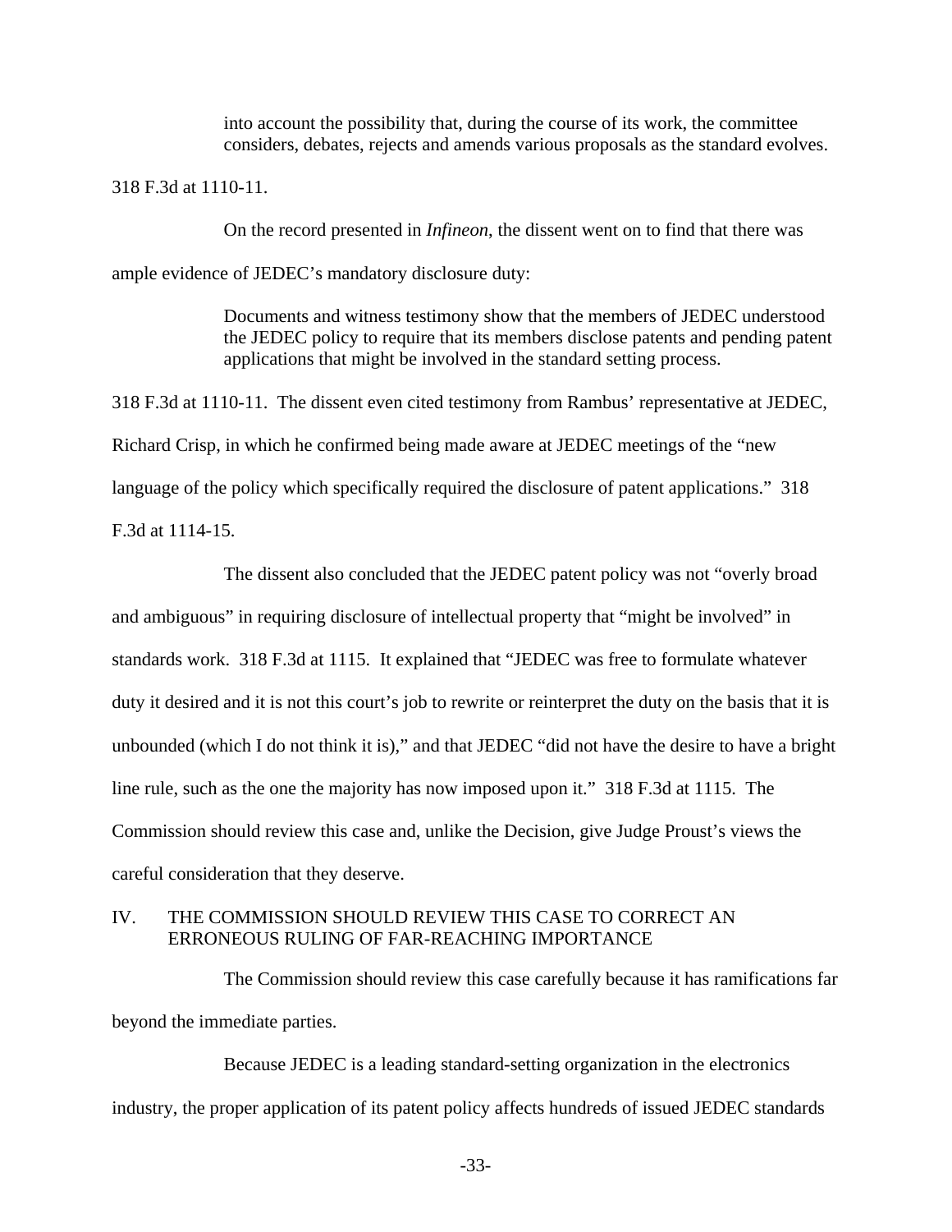> into account the possibility that, during the course of its work, the committee considers, debates, rejects and amends various proposals as the standard evolves.

318 F.3d at 1110-11.

On the record presented in *Infineon*, the dissent went on to find that there was ample evidence of JEDEC's mandatory disclosure duty:

> Documents and witness testimony show that the members of JEDEC understood the JEDEC policy to require that its members disclose patents and pending patent applications that might be involved in the standard setting process.

318 F.3d at 1110-11. The dissent even cited testimony from Rambus' representative at JEDEC, Richard Crisp, in which he confirmed being made aware at JEDEC meetings of the "new language of the policy which specifically required the disclosure of patent applications." 318 F.3d at 1114-15.

The dissent also concluded that the JEDEC patent policy was not "overly broad and ambiguous" in requiring disclosure of intellectual property that "might be involved" in standards work. 318 F.3d at 1115. It explained that "JEDEC was free to formulate whatever duty it desired and it is not this court's job to rewrite or reinterpret the duty on the basis that it is unbounded (which I do not think it is)," and that JEDEC "did not have the desire to have a bright line rule, such as the one the majority has now imposed upon it." 318 F.3d at 1115. The Commission should review this case and, unlike the Decision, give Judge Proust's views the careful consideration that they deserve.

## IV. THE COMMISSION SHOULD REVIEW THIS CASE TO CORRECT AN ERRONEOUS RULING OF FAR-REACHING IMPORTANCE

The Commission should review this case carefully because it has ramifications far beyond the immediate parties.

Because JEDEC is a leading standard-setting organization in the electronics industry, the proper application of its patent policy affects hundreds of issued JEDEC standards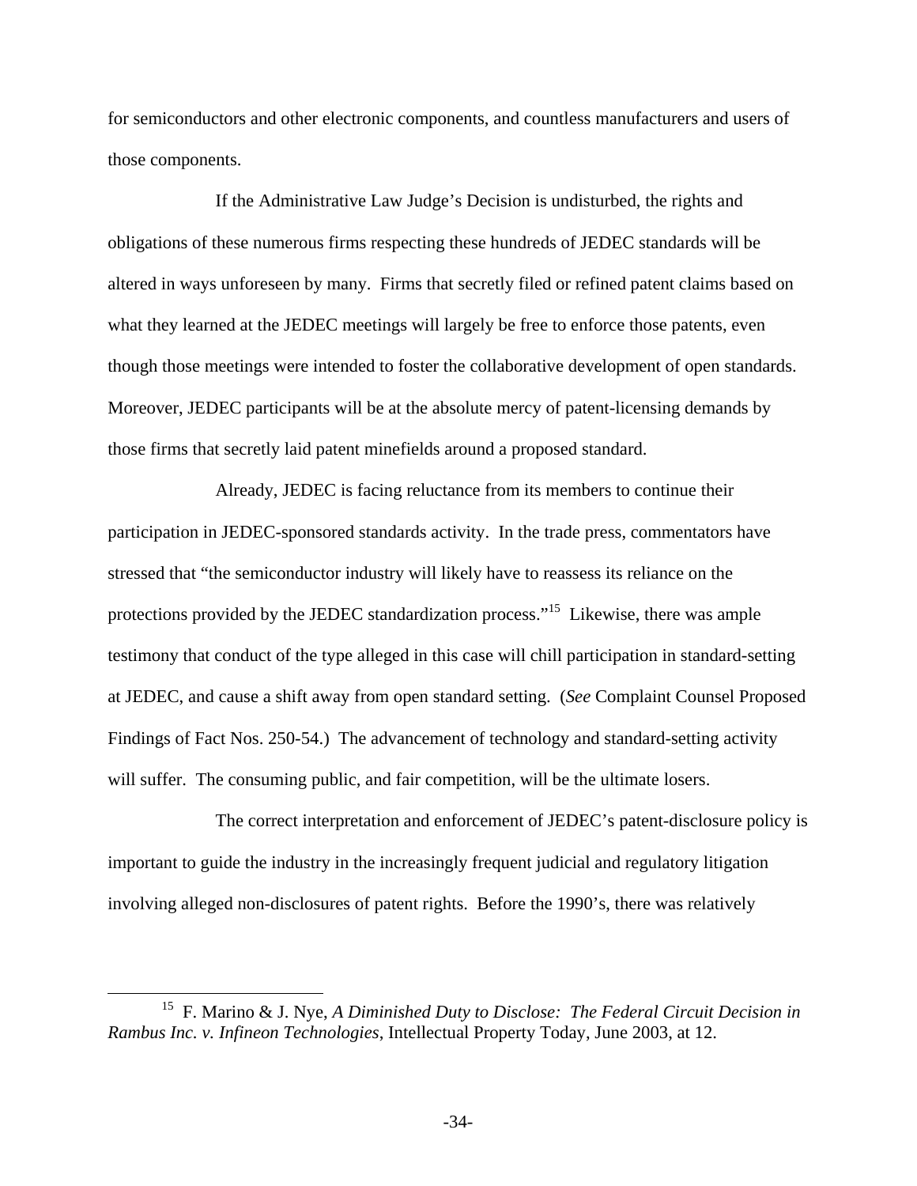for semiconductors and other electronic components, and countless manufacturers and users of those components.

If the Administrative Law Judge's Decision is undisturbed, the rights and obligations of these numerous firms respecting these hundreds of JEDEC standards will be altered in ways unforeseen by many. Firms that secretly filed or refined patent claims based on what they learned at the JEDEC meetings will largely be free to enforce those patents, even though those meetings were intended to foster the collaborative development of open standards. Moreover, JEDEC participants will be at the absolute mercy of patent-licensing demands by those firms that secretly laid patent minefields around a proposed standard.

Already, JEDEC is facing reluctance from its members to continue their participation in JEDEC-sponsored standards activity. In the trade press, commentators have stressed that "the semiconductor industry will likely have to reassess its reliance on the protections provided by the JEDEC standardization process."[15] Likewise, there was ample testimony that conduct of the type alleged in this case will chill participation in standard-setting at JEDEC, and cause a shift away from open standard setting. (*See* Complaint Counsel Proposed Findings of Fact Nos. 250-54.) The advancement of technology and standard-setting activity will suffer. The consuming public, and fair competition, will be the ultimate losers.

The correct interpretation and enforcement of JEDEC's patent-disclosure policy is important to guide the industry in the increasingly frequent judicial and regulatory litigation involving alleged non-disclosures of patent rights. Before the 1990's, there was relatively

---

[15] F. Marino & J. Nye, *A Diminished Duty to Disclose: The Federal Circuit Decision in Rambus Inc. v. Infineon Technologies*, Intellectual Property Today, June 2003, at 12.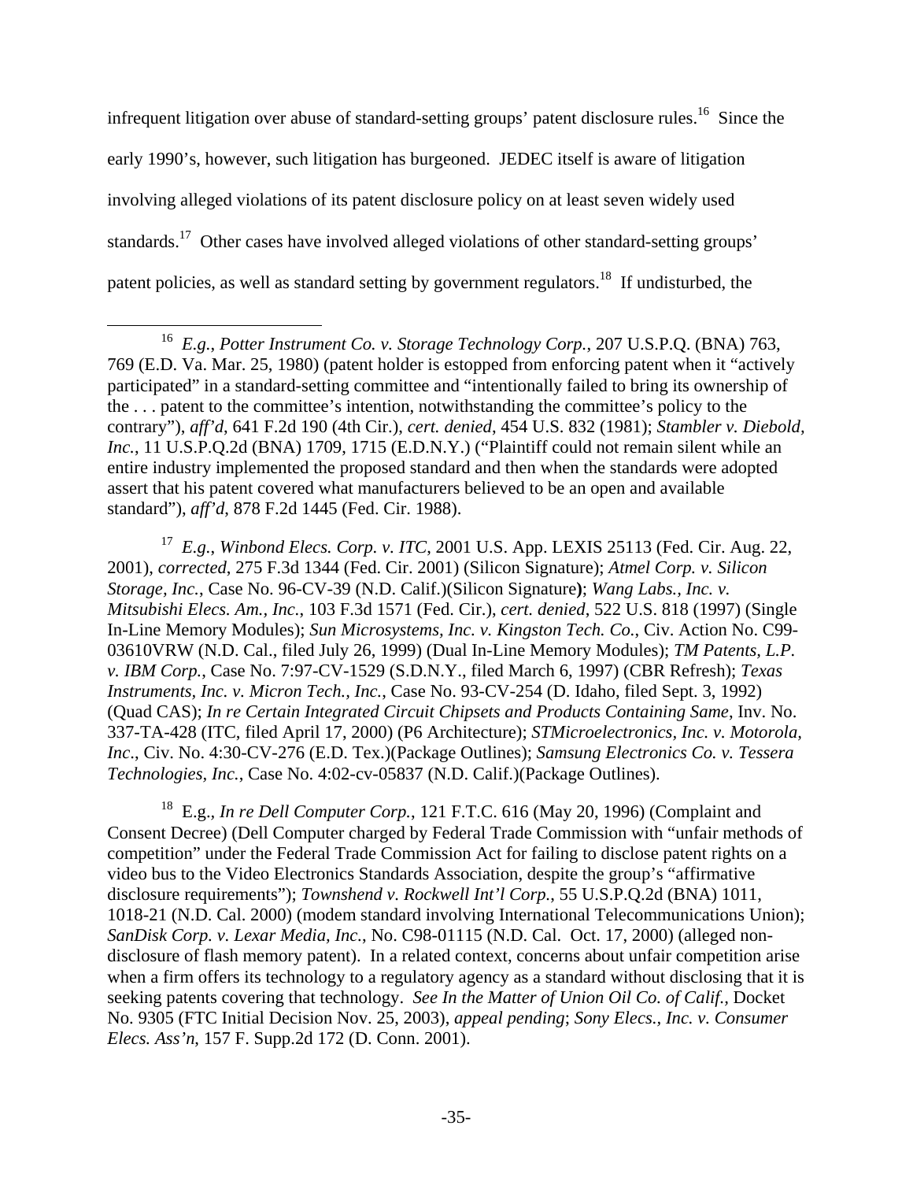infrequent litigation over abuse of standard-setting groups' patent disclosure rules.[16] Since the early 1990's, however, such litigation has burgeoned. JEDEC itself is aware of litigation involving alleged violations of its patent disclosure policy on at least seven widely used standards.[17] Other cases have involved alleged violations of other standard-setting groups' patent policies, as well as standard setting by government regulators.[18] If undisturbed, the

---

[16] *E.g.*, *Potter Instrument Co. v. Storage Technology Corp.*, 207 U.S.P.Q. (BNA) 763, 769 (E.D. Va. Mar. 25, 1980) (patent holder is estopped from enforcing patent when it "actively participated" in a standard-setting committee and "intentionally failed to bring its ownership of the . . . patent to the committee's intention, notwithstanding the committee's policy to the contrary"), *aff'd*, 641 F.2d 190 (4th Cir.), *cert. denied*, 454 U.S. 832 (1981); *Stambler v. Diebold, Inc.*, 11 U.S.P.Q.2d (BNA) 1709, 1715 (E.D.N.Y.) ("Plaintiff could not remain silent while an entire industry implemented the proposed standard and then when the standards were adopted assert that his patent covered what manufacturers believed to be an open and available standard"), *aff'd*, 878 F.2d 1445 (Fed. Cir. 1988).

[17] *E.g.*, *Winbond Elecs. Corp. v. ITC*, 2001 U.S. App. LEXIS 25113 (Fed. Cir. Aug. 22, 2001), *corrected*, 275 F.3d 1344 (Fed. Cir. 2001) (Silicon Signature); *Atmel Corp. v. Silicon Storage, Inc.*, Case No. 96-CV-39 (N.D. Calif.)(Silicon Signature**)**; *Wang Labs., Inc. v. Mitsubishi Elecs. Am., Inc.*, 103 F.3d 1571 (Fed. Cir.), *cert. denied*, 522 U.S. 818 (1997) (Single In-Line Memory Modules); *Sun Microsystems, Inc. v. Kingston Tech. Co.*, Civ. Action No. C99-03610VRW (N.D. Cal., filed July 26, 1999) (Dual In-Line Memory Modules); *TM Patents, L.P. v. IBM Corp.*, Case No. 7:97-CV-1529 (S.D.N.Y., filed March 6, 1997) (CBR Refresh); *Texas Instruments, Inc. v. Micron Tech., Inc.*, Case No. 93-CV-254 (D. Idaho, filed Sept. 3, 1992) (Quad CAS); *In re Certain Integrated Circuit Chipsets and Products Containing Same*, Inv. No. 337-TA-428 (ITC, filed April 17, 2000) (P6 Architecture); *STMicroelectronics, Inc. v. Motorola, Inc*., Civ. No. 4:30-CV-276 (E.D. Tex.)(Package Outlines); *Samsung Electronics Co. v. Tessera Technologies, Inc.*, Case No. 4:02-cv-05837 (N.D. Calif.)(Package Outlines).

[18] E.g., *In re Dell Computer Corp.*, 121 F.T.C. 616 (May 20, 1996) (Complaint and Consent Decree) (Dell Computer charged by Federal Trade Commission with "unfair methods of competition" under the Federal Trade Commission Act for failing to disclose patent rights on a video bus to the Video Electronics Standards Association, despite the group's "affirmative disclosure requirements"); *Townshend v. Rockwell Int'l Corp.*, 55 U.S.P.Q.2d (BNA) 1011, 1018-21 (N.D. Cal. 2000) (modem standard involving International Telecommunications Union); *SanDisk Corp. v. Lexar Media, Inc.*, No. C98-01115 (N.D. Cal. Oct. 17, 2000) (alleged non-disclosure of flash memory patent). In a related context, concerns about unfair competition arise when a firm offers its technology to a regulatory agency as a standard without disclosing that it is seeking patents covering that technology. *See In the Matter of Union Oil Co. of Calif.*, Docket No. 9305 (FTC Initial Decision Nov. 25, 2003), *appeal pending*; *Sony Elecs., Inc. v. Consumer Elecs. Ass'n*, 157 F. Supp.2d 172 (D. Conn. 2001).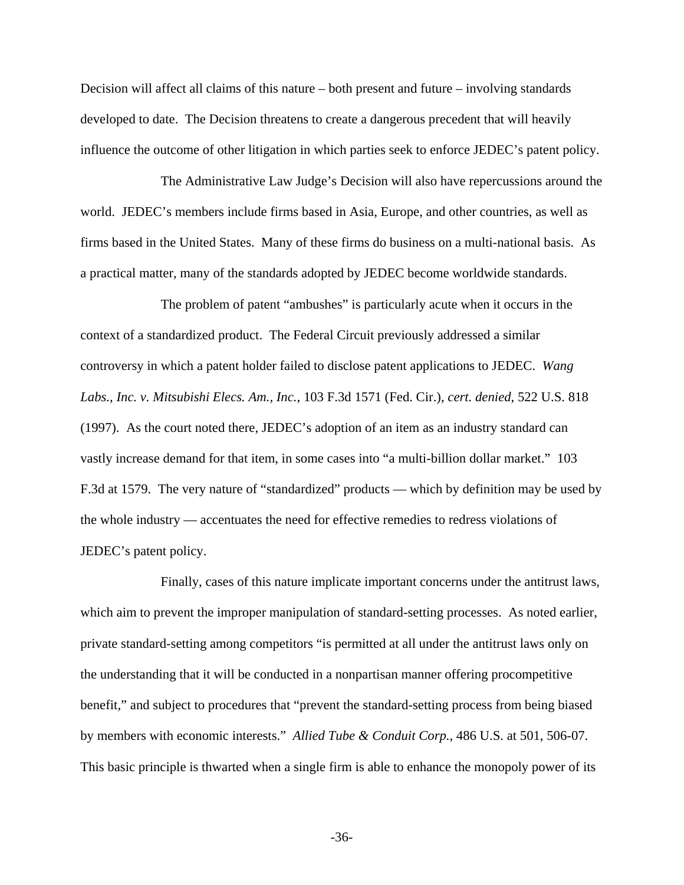Decision will affect all claims of this nature – both present and future – involving standards developed to date. The Decision threatens to create a dangerous precedent that will heavily influence the outcome of other litigation in which parties seek to enforce JEDEC's patent policy.

The Administrative Law Judge's Decision will also have repercussions around the world. JEDEC's members include firms based in Asia, Europe, and other countries, as well as firms based in the United States. Many of these firms do business on a multi-national basis. As a practical matter, many of the standards adopted by JEDEC become worldwide standards.

The problem of patent "ambushes" is particularly acute when it occurs in the context of a standardized product. The Federal Circuit previously addressed a similar controversy in which a patent holder failed to disclose patent applications to JEDEC. *Wang Labs., Inc. v. Mitsubishi Elecs. Am., Inc.*, 103 F.3d 1571 (Fed. Cir.), *cert. denied*, 522 U.S. 818 (1997). As the court noted there, JEDEC's adoption of an item as an industry standard can vastly increase demand for that item, in some cases into "a multi-billion dollar market." 103 F.3d at 1579. The very nature of "standardized" products — which by definition may be used by the whole industry — accentuates the need for effective remedies to redress violations of JEDEC's patent policy.

Finally, cases of this nature implicate important concerns under the antitrust laws, which aim to prevent the improper manipulation of standard-setting processes. As noted earlier, private standard-setting among competitors "is permitted at all under the antitrust laws only on the understanding that it will be conducted in a nonpartisan manner offering procompetitive benefit," and subject to procedures that "prevent the standard-setting process from being biased by members with economic interests." *Allied Tube & Conduit Corp.*, 486 U.S. at 501, 506-07. This basic principle is thwarted when a single firm is able to enhance the monopoly power of its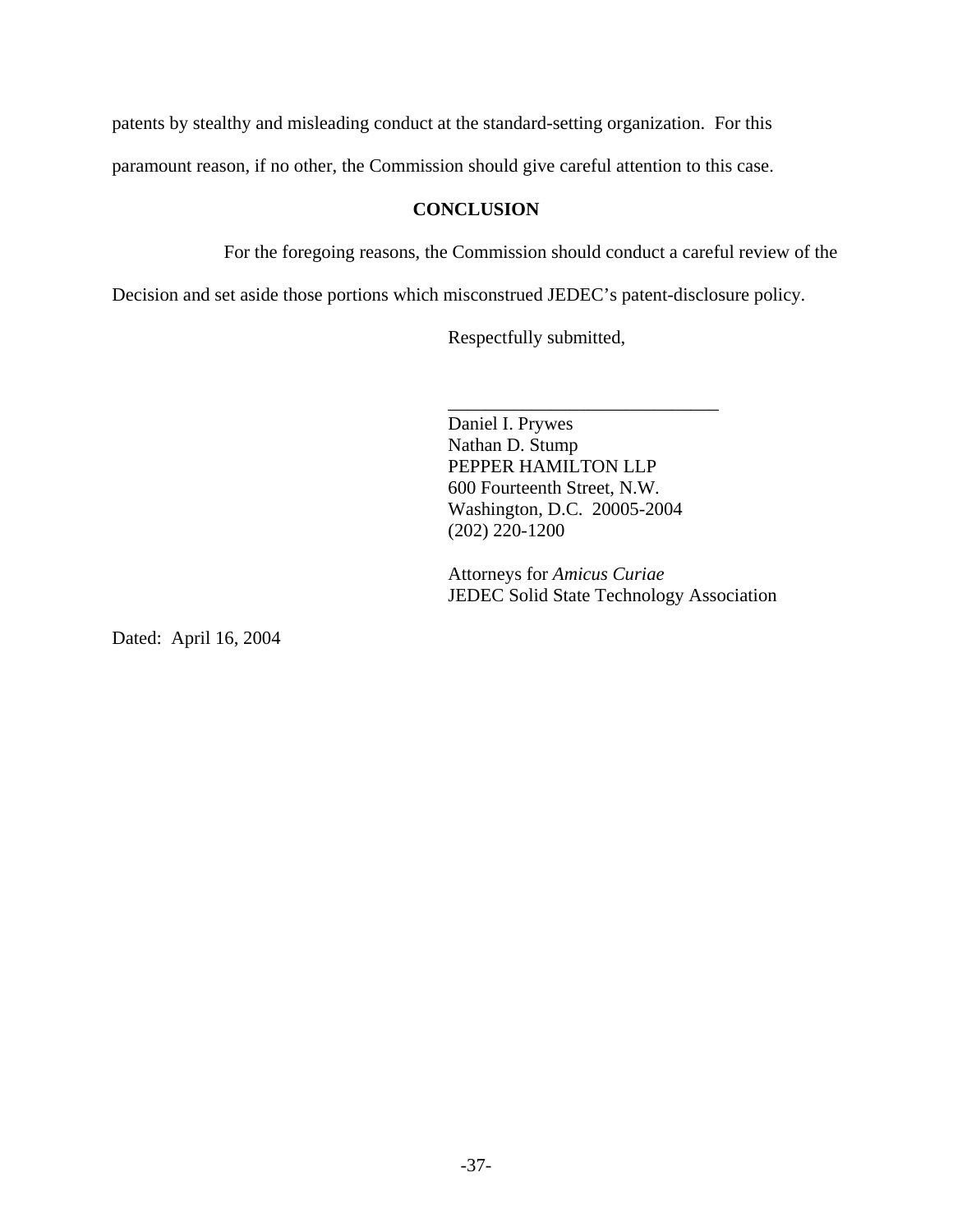patents by stealthy and misleading conduct at the standard-setting organization. For this paramount reason, if no other, the Commission should give careful attention to this case.

## CONCLUSION

For the foregoing reasons, the Commission should conduct a careful review of the Decision and set aside those portions which misconstrued JEDEC's patent-disclosure policy.

Respectfully submitted,

\_\_\_\_\_\_\_\_\_\_\_\_\_\_\_\_\_\_\_\_\_\_\_\_\_\_\_\_\_\_

Daniel I. Prywes
Nathan D. Stump
PEPPER HAMILTON LLP
600 Fourteenth Street, N.W.
Washington, D.C. 20005-2004
(202) 220-1200

Attorneys for *Amicus Curiae*
JEDEC Solid State Technology Association

Dated: April 16, 2004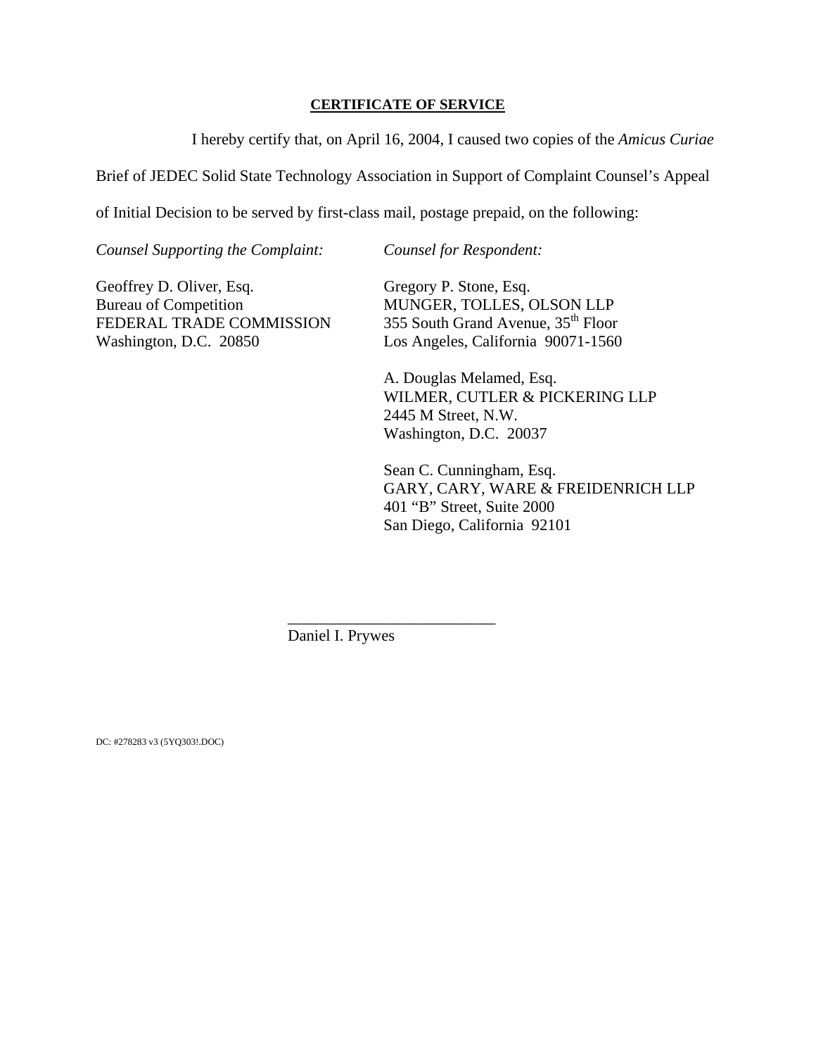**CERTIFICATE OF SERVICE**

I hereby certify that, on April 16, 2004, I caused two copies of the *Amicus Curiae* Brief of JEDEC Solid State Technology Association in Support of Complaint Counsel's Appeal of Initial Decision to be served by first-class mail, postage prepaid, on the following:

*Counsel Supporting the Complaint:*

Geoffrey D. Oliver, Esq.
Bureau of Competition
FEDERAL TRADE COMMISSION
Washington, D.C. 20850

*Counsel for Respondent:*

Gregory P. Stone, Esq.
MUNGER, TOLLES, OLSON LLP
355 South Grand Avenue, 35th Floor
Los Angeles, California 90071-1560

A. Douglas Melamed, Esq.
WILMER, CUTLER & PICKERING LLP
2445 M Street, N.W.
Washington, D.C. 20037

Sean C. Cunningham, Esq.
GARY, CARY, WARE & FREIDENRICH LLP
401 "B" Street, Suite 2000
San Diego, California 92101

\_\_\_\_\_\_\_\_\_\_\_\_\_\_\_\_\_\_\_\_\_\_\_\_\_\_
Daniel I. Prywes

DC: #278283 v3 (5YQ303!.DOC)